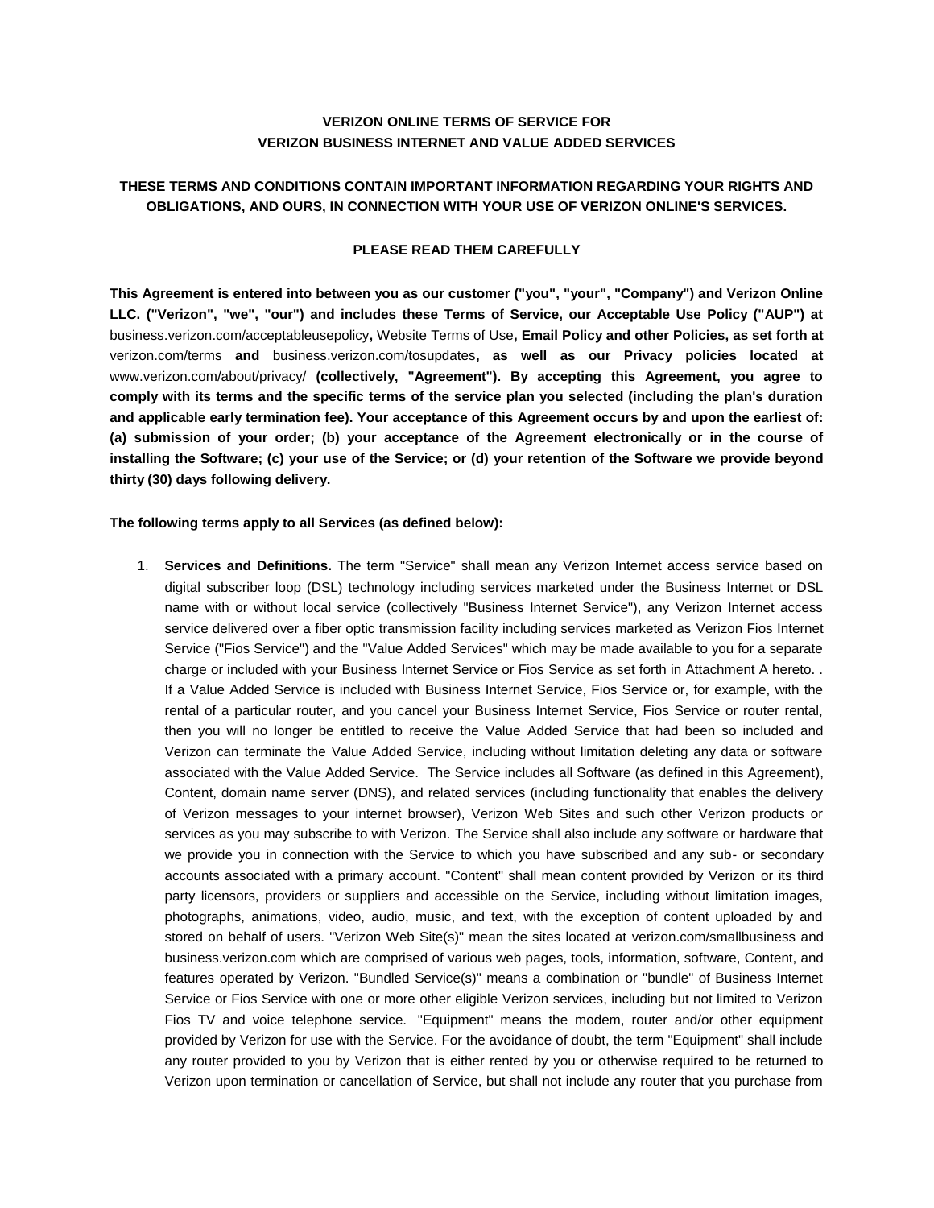**VERIZON ONLINE TERMS OF SERVICE FOR**
**VERIZON BUSINESS INTERNET AND VALUE ADDED SERVICES**

**THESE TERMS AND CONDITIONS CONTAIN IMPORTANT INFORMATION REGARDING YOUR RIGHTS AND OBLIGATIONS, AND OURS, IN CONNECTION WITH YOUR USE OF VERIZON ONLINE'S SERVICES.**

**PLEASE READ THEM CAREFULLY**

**This Agreement is entered into between you as our customer ("you", "your", "Company") and Verizon Online LLC. ("Verizon", "we", "our") and includes these Terms of Service, our Acceptable Use Policy ("AUP") at** business.verizon.com/acceptableusepolicy**,** Website Terms of Use**, Email Policy and other Policies, as set forth at** verizon.com/terms **and** business.verizon.com/tosupdates**, as well as our Privacy policies located at** www.verizon.com/about/privacy/ **(collectively, "Agreement"). By accepting this Agreement, you agree to comply with its terms and the specific terms of the service plan you selected (including the plan's duration and applicable early termination fee). Your acceptance of this Agreement occurs by and upon the earliest of: (a) submission of your order; (b) your acceptance of the Agreement electronically or in the course of installing the Software; (c) your use of the Service; or (d) your retention of the Software we provide beyond thirty (30) days following delivery.**

**The following terms apply to all Services (as defined below):**

1. **Services and Definitions.** The term "Service" shall mean any Verizon Internet access service based on digital subscriber loop (DSL) technology including services marketed under the Business Internet or DSL name with or without local service (collectively "Business Internet Service"), any Verizon Internet access service delivered over a fiber optic transmission facility including services marketed as Verizon Fios Internet Service ("Fios Service") and the "Value Added Services" which may be made available to you for a separate charge or included with your Business Internet Service or Fios Service as set forth in Attachment A hereto. . If a Value Added Service is included with Business Internet Service, Fios Service or, for example, with the rental of a particular router, and you cancel your Business Internet Service, Fios Service or router rental, then you will no longer be entitled to receive the Value Added Service that had been so included and Verizon can terminate the Value Added Service, including without limitation deleting any data or software associated with the Value Added Service. The Service includes all Software (as defined in this Agreement), Content, domain name server (DNS), and related services (including functionality that enables the delivery of Verizon messages to your internet browser), Verizon Web Sites and such other Verizon products or services as you may subscribe to with Verizon. The Service shall also include any software or hardware that we provide you in connection with the Service to which you have subscribed and any sub- or secondary accounts associated with a primary account. "Content" shall mean content provided by Verizon or its third party licensors, providers or suppliers and accessible on the Service, including without limitation images, photographs, animations, video, audio, music, and text, with the exception of content uploaded by and stored on behalf of users. "Verizon Web Site(s)" mean the sites located at verizon.com/smallbusiness and business.verizon.com which are comprised of various web pages, tools, information, software, Content, and features operated by Verizon. "Bundled Service(s)" means a combination or "bundle" of Business Internet Service or Fios Service with one or more other eligible Verizon services, including but not limited to Verizon Fios TV and voice telephone service. "Equipment" means the modem, router and/or other equipment provided by Verizon for use with the Service. For the avoidance of doubt, the term "Equipment" shall include any router provided to you by Verizon that is either rented by you or otherwise required to be returned to Verizon upon termination or cancellation of Service, but shall not include any router that you purchase from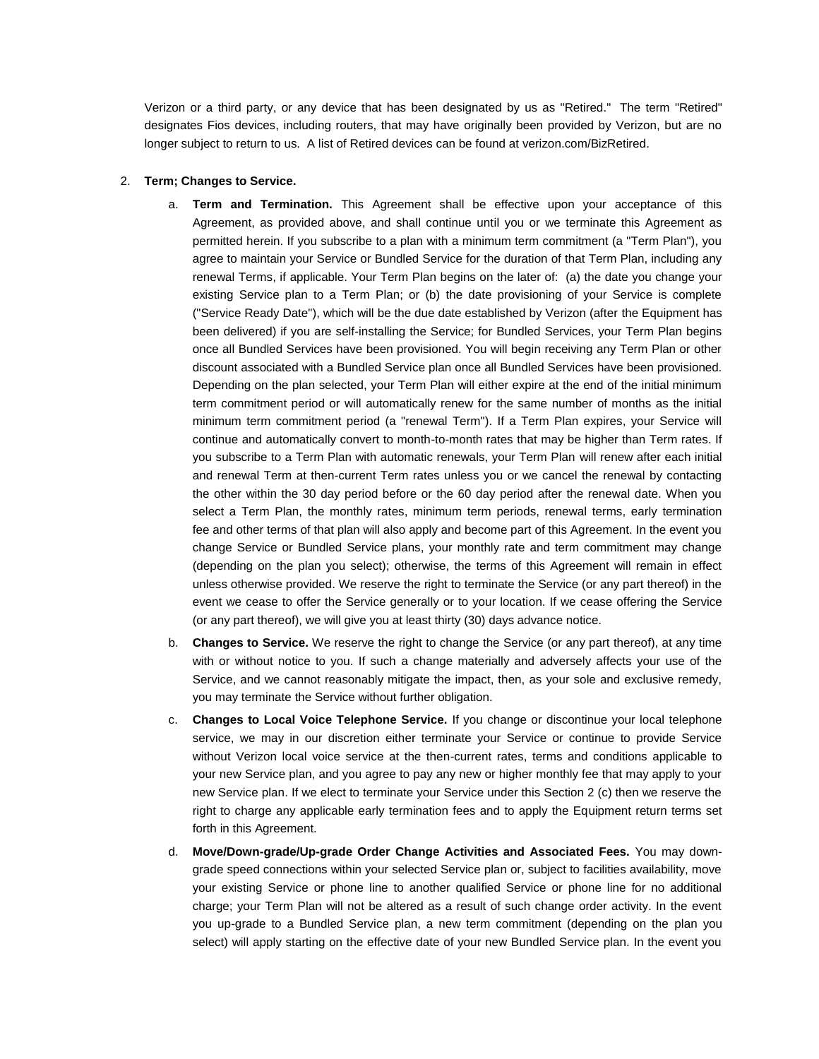Verizon or a third party, or any device that has been designated by us as "Retired." The term "Retired" designates Fios devices, including routers, that may have originally been provided by Verizon, but are no longer subject to return to us. A list of Retired devices can be found at verizon.com/BizRetired.

2. **Term; Changes to Service.**

   a. **Term and Termination.** This Agreement shall be effective upon your acceptance of this Agreement, as provided above, and shall continue until you or we terminate this Agreement as permitted herein. If you subscribe to a plan with a minimum term commitment (a "Term Plan"), you agree to maintain your Service or Bundled Service for the duration of that Term Plan, including any renewal Terms, if applicable. Your Term Plan begins on the later of: (a) the date you change your existing Service plan to a Term Plan; or (b) the date provisioning of your Service is complete ("Service Ready Date"), which will be the due date established by Verizon (after the Equipment has been delivered) if you are self-installing the Service; for Bundled Services, your Term Plan begins once all Bundled Services have been provisioned. You will begin receiving any Term Plan or other discount associated with a Bundled Service plan once all Bundled Services have been provisioned. Depending on the plan selected, your Term Plan will either expire at the end of the initial minimum term commitment period or will automatically renew for the same number of months as the initial minimum term commitment period (a "renewal Term"). If a Term Plan expires, your Service will continue and automatically convert to month-to-month rates that may be higher than Term rates. If you subscribe to a Term Plan with automatic renewals, your Term Plan will renew after each initial and renewal Term at then-current Term rates unless you or we cancel the renewal by contacting the other within the 30 day period before or the 60 day period after the renewal date. When you select a Term Plan, the monthly rates, minimum term periods, renewal terms, early termination fee and other terms of that plan will also apply and become part of this Agreement. In the event you change Service or Bundled Service plans, your monthly rate and term commitment may change (depending on the plan you select); otherwise, the terms of this Agreement will remain in effect unless otherwise provided. We reserve the right to terminate the Service (or any part thereof) in the event we cease to offer the Service generally or to your location. If we cease offering the Service (or any part thereof), we will give you at least thirty (30) days advance notice.

   b. **Changes to Service.** We reserve the right to change the Service (or any part thereof), at any time with or without notice to you. If such a change materially and adversely affects your use of the Service, and we cannot reasonably mitigate the impact, then, as your sole and exclusive remedy, you may terminate the Service without further obligation.

   c. **Changes to Local Voice Telephone Service.** If you change or discontinue your local telephone service, we may in our discretion either terminate your Service or continue to provide Service without Verizon local voice service at the then-current rates, terms and conditions applicable to your new Service plan, and you agree to pay any new or higher monthly fee that may apply to your new Service plan. If we elect to terminate your Service under this Section 2 (c) then we reserve the right to charge any applicable early termination fees and to apply the Equipment return terms set forth in this Agreement.

   d. **Move/Down-grade/Up-grade Order Change Activities and Associated Fees.** You may down-grade speed connections within your selected Service plan or, subject to facilities availability, move your existing Service or phone line to another qualified Service or phone line for no additional charge; your Term Plan will not be altered as a result of such change order activity. In the event you up-grade to a Bundled Service plan, a new term commitment (depending on the plan you select) will apply starting on the effective date of your new Bundled Service plan. In the event you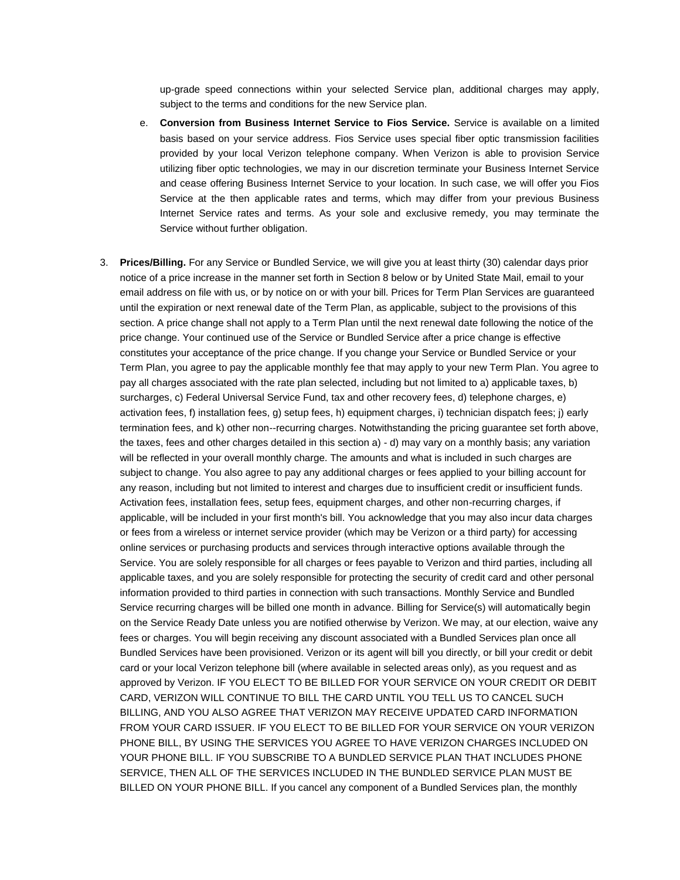up-grade speed connections within your selected Service plan, additional charges may apply, subject to the terms and conditions for the new Service plan.

e. **Conversion from Business Internet Service to Fios Service.** Service is available on a limited basis based on your service address. Fios Service uses special fiber optic transmission facilities provided by your local Verizon telephone company. When Verizon is able to provision Service utilizing fiber optic technologies, we may in our discretion terminate your Business Internet Service and cease offering Business Internet Service to your location. In such case, we will offer you Fios Service at the then applicable rates and terms, which may differ from your previous Business Internet Service rates and terms. As your sole and exclusive remedy, you may terminate the Service without further obligation.

3. **Prices/Billing.** For any Service or Bundled Service, we will give you at least thirty (30) calendar days prior notice of a price increase in the manner set forth in Section 8 below or by United State Mail, email to your email address on file with us, or by notice on or with your bill. Prices for Term Plan Services are guaranteed until the expiration or next renewal date of the Term Plan, as applicable, subject to the provisions of this section. A price change shall not apply to a Term Plan until the next renewal date following the notice of the price change. Your continued use of the Service or Bundled Service after a price change is effective constitutes your acceptance of the price change. If you change your Service or Bundled Service or your Term Plan, you agree to pay the applicable monthly fee that may apply to your new Term Plan. You agree to pay all charges associated with the rate plan selected, including but not limited to a) applicable taxes, b) surcharges, c) Federal Universal Service Fund, tax and other recovery fees, d) telephone charges, e) activation fees, f) installation fees, g) setup fees, h) equipment charges, i) technician dispatch fees; j) early termination fees, and k) other non--recurring charges. Notwithstanding the pricing guarantee set forth above, the taxes, fees and other charges detailed in this section a) - d) may vary on a monthly basis; any variation will be reflected in your overall monthly charge. The amounts and what is included in such charges are subject to change. You also agree to pay any additional charges or fees applied to your billing account for any reason, including but not limited to interest and charges due to insufficient credit or insufficient funds. Activation fees, installation fees, setup fees, equipment charges, and other non-recurring charges, if applicable, will be included in your first month's bill. You acknowledge that you may also incur data charges or fees from a wireless or internet service provider (which may be Verizon or a third party) for accessing online services or purchasing products and services through interactive options available through the Service. You are solely responsible for all charges or fees payable to Verizon and third parties, including all applicable taxes, and you are solely responsible for protecting the security of credit card and other personal information provided to third parties in connection with such transactions. Monthly Service and Bundled Service recurring charges will be billed one month in advance. Billing for Service(s) will automatically begin on the Service Ready Date unless you are notified otherwise by Verizon. We may, at our election, waive any fees or charges. You will begin receiving any discount associated with a Bundled Services plan once all Bundled Services have been provisioned. Verizon or its agent will bill you directly, or bill your credit or debit card or your local Verizon telephone bill (where available in selected areas only), as you request and as approved by Verizon. IF YOU ELECT TO BE BILLED FOR YOUR SERVICE ON YOUR CREDIT OR DEBIT CARD, VERIZON WILL CONTINUE TO BILL THE CARD UNTIL YOU TELL US TO CANCEL SUCH BILLING, AND YOU ALSO AGREE THAT VERIZON MAY RECEIVE UPDATED CARD INFORMATION FROM YOUR CARD ISSUER. IF YOU ELECT TO BE BILLED FOR YOUR SERVICE ON YOUR VERIZON PHONE BILL, BY USING THE SERVICES YOU AGREE TO HAVE VERIZON CHARGES INCLUDED ON YOUR PHONE BILL. IF YOU SUBSCRIBE TO A BUNDLED SERVICE PLAN THAT INCLUDES PHONE SERVICE, THEN ALL OF THE SERVICES INCLUDED IN THE BUNDLED SERVICE PLAN MUST BE BILLED ON YOUR PHONE BILL. If you cancel any component of a Bundled Services plan, the monthly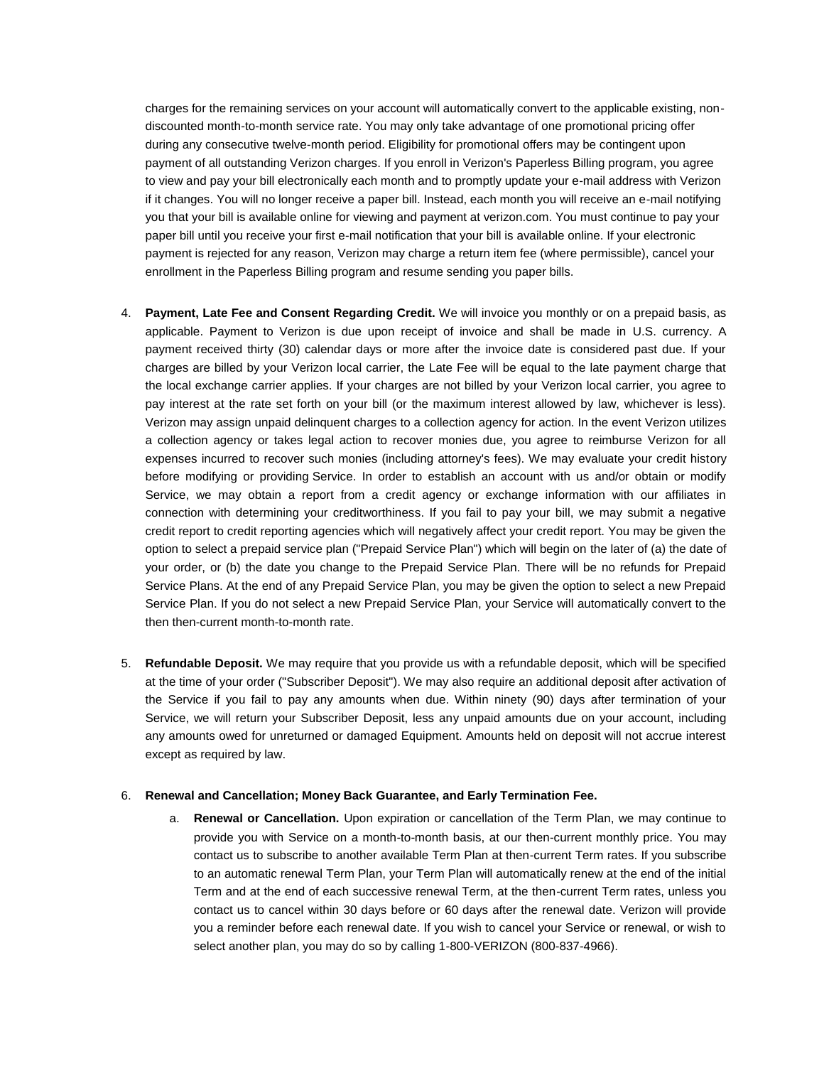charges for the remaining services on your account will automatically convert to the applicable existing, non-discounted month-to-month service rate. You may only take advantage of one promotional pricing offer during any consecutive twelve-month period. Eligibility for promotional offers may be contingent upon payment of all outstanding Verizon charges. If you enroll in Verizon's Paperless Billing program, you agree to view and pay your bill electronically each month and to promptly update your e-mail address with Verizon if it changes. You will no longer receive a paper bill. Instead, each month you will receive an e-mail notifying you that your bill is available online for viewing and payment at verizon.com. You must continue to pay your paper bill until you receive your first e-mail notification that your bill is available online. If your electronic payment is rejected for any reason, Verizon may charge a return item fee (where permissible), cancel your enrollment in the Paperless Billing program and resume sending you paper bills.

4. **Payment, Late Fee and Consent Regarding Credit.** We will invoice you monthly or on a prepaid basis, as applicable. Payment to Verizon is due upon receipt of invoice and shall be made in U.S. currency. A payment received thirty (30) calendar days or more after the invoice date is considered past due. If your charges are billed by your Verizon local carrier, the Late Fee will be equal to the late payment charge that the local exchange carrier applies. If your charges are not billed by your Verizon local carrier, you agree to pay interest at the rate set forth on your bill (or the maximum interest allowed by law, whichever is less). Verizon may assign unpaid delinquent charges to a collection agency for action. In the event Verizon utilizes a collection agency or takes legal action to recover monies due, you agree to reimburse Verizon for all expenses incurred to recover such monies (including attorney's fees). We may evaluate your credit history before modifying or providing Service. In order to establish an account with us and/or obtain or modify Service, we may obtain a report from a credit agency or exchange information with our affiliates in connection with determining your creditworthiness. If you fail to pay your bill, we may submit a negative credit report to credit reporting agencies which will negatively affect your credit report. You may be given the option to select a prepaid service plan ("Prepaid Service Plan") which will begin on the later of (a) the date of your order, or (b) the date you change to the Prepaid Service Plan. There will be no refunds for Prepaid Service Plans. At the end of any Prepaid Service Plan, you may be given the option to select a new Prepaid Service Plan. If you do not select a new Prepaid Service Plan, your Service will automatically convert to the then then-current month-to-month rate.

5. **Refundable Deposit.** We may require that you provide us with a refundable deposit, which will be specified at the time of your order ("Subscriber Deposit"). We may also require an additional deposit after activation of the Service if you fail to pay any amounts when due. Within ninety (90) days after termination of your Service, we will return your Subscriber Deposit, less any unpaid amounts due on your account, including any amounts owed for unreturned or damaged Equipment. Amounts held on deposit will not accrue interest except as required by law.

6. **Renewal and Cancellation; Money Back Guarantee, and Early Termination Fee.**

   a. **Renewal or Cancellation.** Upon expiration or cancellation of the Term Plan, we may continue to provide you with Service on a month-to-month basis, at our then-current monthly price. You may contact us to subscribe to another available Term Plan at then-current Term rates. If you subscribe to an automatic renewal Term Plan, your Term Plan will automatically renew at the end of the initial Term and at the end of each successive renewal Term, at the then-current Term rates, unless you contact us to cancel within 30 days before or 60 days after the renewal date. Verizon will provide you a reminder before each renewal date. If you wish to cancel your Service or renewal, or wish to select another plan, you may do so by calling 1-800-VERIZON (800-837-4966).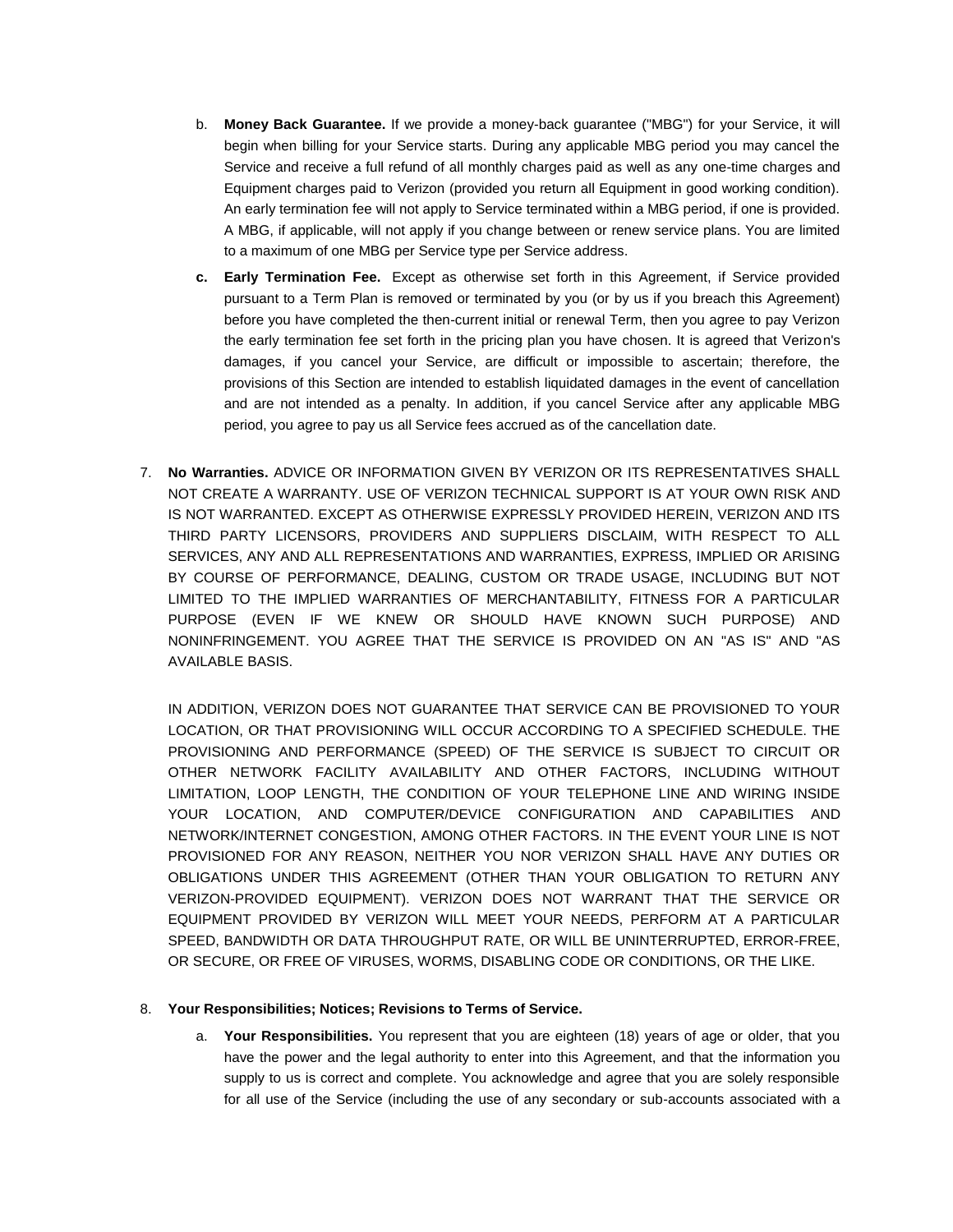b. **Money Back Guarantee.** If we provide a money-back guarantee ("MBG") for your Service, it will begin when billing for your Service starts. During any applicable MBG period you may cancel the Service and receive a full refund of all monthly charges paid as well as any one-time charges and Equipment charges paid to Verizon (provided you return all Equipment in good working condition). An early termination fee will not apply to Service terminated within a MBG period, if one is provided. A MBG, if applicable, will not apply if you change between or renew service plans. You are limited to a maximum of one MBG per Service type per Service address.

c. **Early Termination Fee.** Except as otherwise set forth in this Agreement, if Service provided pursuant to a Term Plan is removed or terminated by you (or by us if you breach this Agreement) before you have completed the then-current initial or renewal Term, then you agree to pay Verizon the early termination fee set forth in the pricing plan you have chosen. It is agreed that Verizon's damages, if you cancel your Service, are difficult or impossible to ascertain; therefore, the provisions of this Section are intended to establish liquidated damages in the event of cancellation and are not intended as a penalty. In addition, if you cancel Service after any applicable MBG period, you agree to pay us all Service fees accrued as of the cancellation date.

7. **No Warranties.** ADVICE OR INFORMATION GIVEN BY VERIZON OR ITS REPRESENTATIVES SHALL NOT CREATE A WARRANTY. USE OF VERIZON TECHNICAL SUPPORT IS AT YOUR OWN RISK AND IS NOT WARRANTED. EXCEPT AS OTHERWISE EXPRESSLY PROVIDED HEREIN, VERIZON AND ITS THIRD PARTY LICENSORS, PROVIDERS AND SUPPLIERS DISCLAIM, WITH RESPECT TO ALL SERVICES, ANY AND ALL REPRESENTATIONS AND WARRANTIES, EXPRESS, IMPLIED OR ARISING BY COURSE OF PERFORMANCE, DEALING, CUSTOM OR TRADE USAGE, INCLUDING BUT NOT LIMITED TO THE IMPLIED WARRANTIES OF MERCHANTABILITY, FITNESS FOR A PARTICULAR PURPOSE (EVEN IF WE KNEW OR SHOULD HAVE KNOWN SUCH PURPOSE) AND NONINFRINGEMENT. YOU AGREE THAT THE SERVICE IS PROVIDED ON AN "AS IS" AND "AS AVAILABLE BASIS.

   IN ADDITION, VERIZON DOES NOT GUARANTEE THAT SERVICE CAN BE PROVISIONED TO YOUR LOCATION, OR THAT PROVISIONING WILL OCCUR ACCORDING TO A SPECIFIED SCHEDULE. THE PROVISIONING AND PERFORMANCE (SPEED) OF THE SERVICE IS SUBJECT TO CIRCUIT OR OTHER NETWORK FACILITY AVAILABILITY AND OTHER FACTORS, INCLUDING WITHOUT LIMITATION, LOOP LENGTH, THE CONDITION OF YOUR TELEPHONE LINE AND WIRING INSIDE YOUR LOCATION, AND COMPUTER/DEVICE CONFIGURATION AND CAPABILITIES AND NETWORK/INTERNET CONGESTION, AMONG OTHER FACTORS. IN THE EVENT YOUR LINE IS NOT PROVISIONED FOR ANY REASON, NEITHER YOU NOR VERIZON SHALL HAVE ANY DUTIES OR OBLIGATIONS UNDER THIS AGREEMENT (OTHER THAN YOUR OBLIGATION TO RETURN ANY VERIZON-PROVIDED EQUIPMENT). VERIZON DOES NOT WARRANT THAT THE SERVICE OR EQUIPMENT PROVIDED BY VERIZON WILL MEET YOUR NEEDS, PERFORM AT A PARTICULAR SPEED, BANDWIDTH OR DATA THROUGHPUT RATE, OR WILL BE UNINTERRUPTED, ERROR-FREE, OR SECURE, OR FREE OF VIRUSES, WORMS, DISABLING CODE OR CONDITIONS, OR THE LIKE.

8. **Your Responsibilities; Notices; Revisions to Terms of Service.**

   a. **Your Responsibilities.** You represent that you are eighteen (18) years of age or older, that you have the power and the legal authority to enter into this Agreement, and that the information you supply to us is correct and complete. You acknowledge and agree that you are solely responsible for all use of the Service (including the use of any secondary or sub-accounts associated with a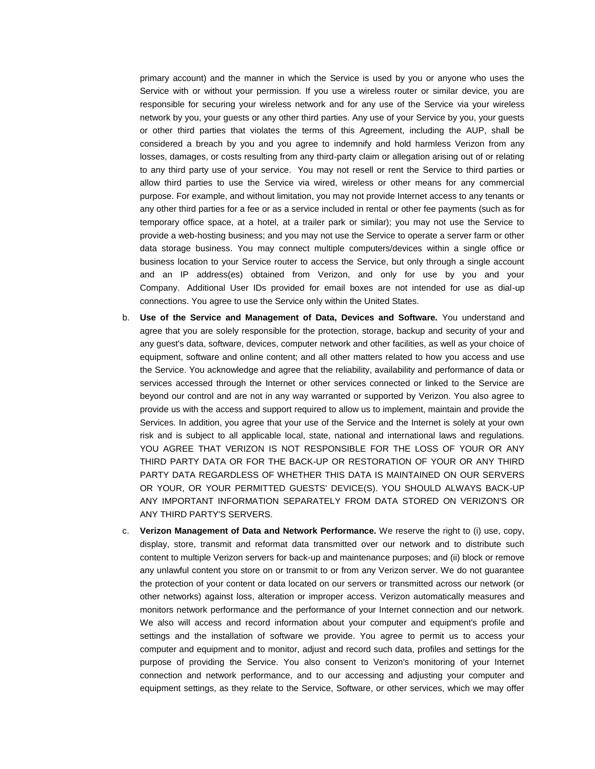primary account) and the manner in which the Service is used by you or anyone who uses the Service with or without your permission. If you use a wireless router or similar device, you are responsible for securing your wireless network and for any use of the Service via your wireless network by you, your guests or any other third parties. Any use of your Service by you, your guests or other third parties that violates the terms of this Agreement, including the AUP, shall be considered a breach by you and you agree to indemnify and hold harmless Verizon from any losses, damages, or costs resulting from any third-party claim or allegation arising out of or relating to any third party use of your service. You may not resell or rent the Service to third parties or allow third parties to use the Service via wired, wireless or other means for any commercial purpose. For example, and without limitation, you may not provide Internet access to any tenants or any other third parties for a fee or as a service included in rental or other fee payments (such as for temporary office space, at a hotel, at a trailer park or similar); you may not use the Service to provide a web-hosting business; and you may not use the Service to operate a server farm or other data storage business. You may connect multiple computers/devices within a single office or business location to your Service router to access the Service, but only through a single account and an IP address(es) obtained from Verizon, and only for use by you and your Company. Additional User IDs provided for email boxes are not intended for use as dial-up connections. You agree to use the Service only within the United States.

b. **Use of the Service and Management of Data, Devices and Software.** You understand and agree that you are solely responsible for the protection, storage, backup and security of your and any guest's data, software, devices, computer network and other facilities, as well as your choice of equipment, software and online content; and all other matters related to how you access and use the Service. You acknowledge and agree that the reliability, availability and performance of data or services accessed through the Internet or other services connected or linked to the Service are beyond our control and are not in any way warranted or supported by Verizon. You also agree to provide us with the access and support required to allow us to implement, maintain and provide the Services. In addition, you agree that your use of the Service and the Internet is solely at your own risk and is subject to all applicable local, state, national and international laws and regulations. YOU AGREE THAT VERIZON IS NOT RESPONSIBLE FOR THE LOSS OF YOUR OR ANY THIRD PARTY DATA OR FOR THE BACK-UP OR RESTORATION OF YOUR OR ANY THIRD PARTY DATA REGARDLESS OF WHETHER THIS DATA IS MAINTAINED ON OUR SERVERS OR YOUR, OR YOUR PERMITTED GUESTS' DEVICE(S). YOU SHOULD ALWAYS BACK-UP ANY IMPORTANT INFORMATION SEPARATELY FROM DATA STORED ON VERIZON'S OR ANY THIRD PARTY'S SERVERS.

c. **Verizon Management of Data and Network Performance.** We reserve the right to (i) use, copy, display, store, transmit and reformat data transmitted over our network and to distribute such content to multiple Verizon servers for back-up and maintenance purposes; and (ii) block or remove any unlawful content you store on or transmit to or from any Verizon server. We do not guarantee the protection of your content or data located on our servers or transmitted across our network (or other networks) against loss, alteration or improper access. Verizon automatically measures and monitors network performance and the performance of your Internet connection and our network. We also will access and record information about your computer and equipment's profile and settings and the installation of software we provide. You agree to permit us to access your computer and equipment and to monitor, adjust and record such data, profiles and settings for the purpose of providing the Service. You also consent to Verizon's monitoring of your Internet connection and network performance, and to our accessing and adjusting your computer and equipment settings, as they relate to the Service, Software, or other services, which we may offer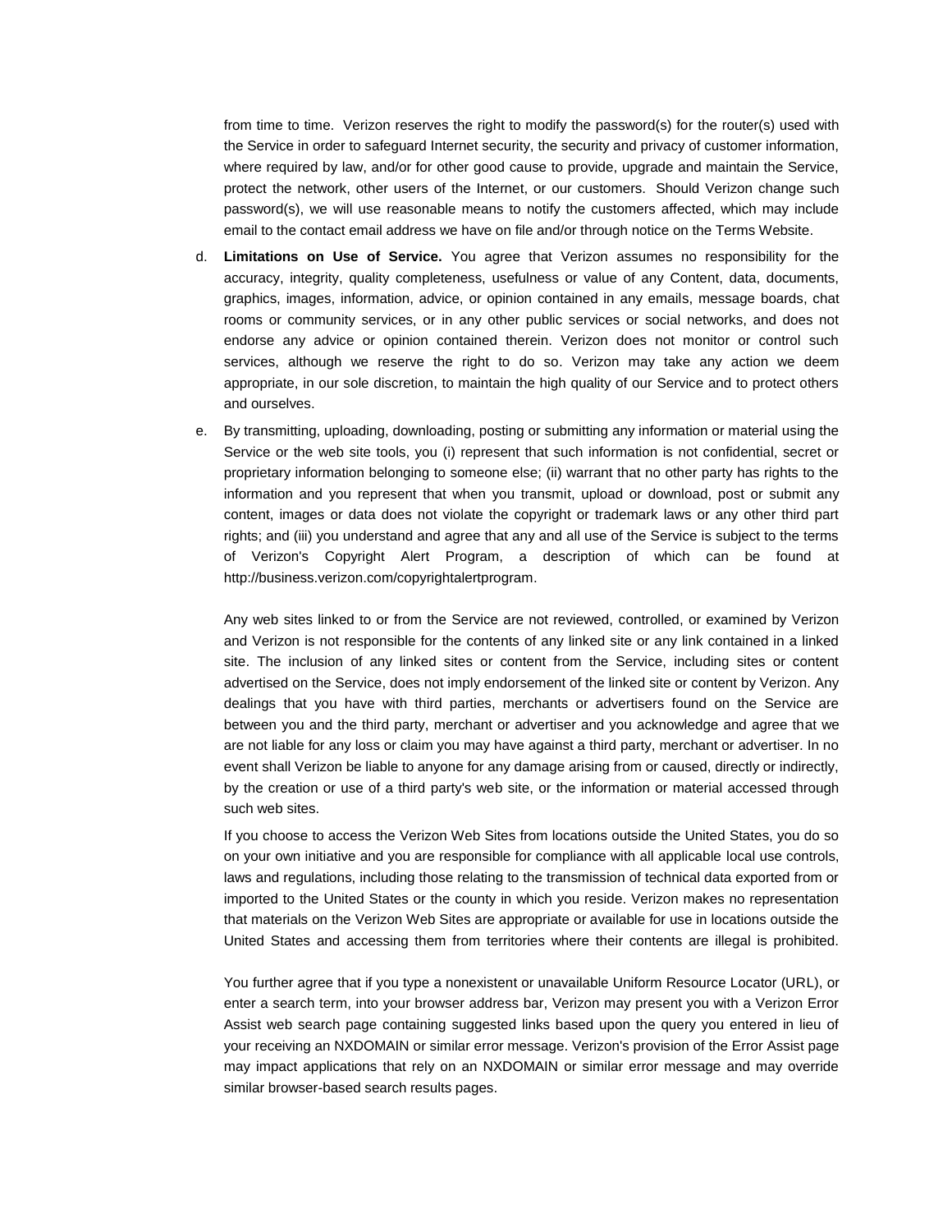from time to time. Verizon reserves the right to modify the password(s) for the router(s) used with the Service in order to safeguard Internet security, the security and privacy of customer information, where required by law, and/or for other good cause to provide, upgrade and maintain the Service, protect the network, other users of the Internet, or our customers. Should Verizon change such password(s), we will use reasonable means to notify the customers affected, which may include email to the contact email address we have on file and/or through notice on the Terms Website.

d. **Limitations on Use of Service.** You agree that Verizon assumes no responsibility for the accuracy, integrity, quality completeness, usefulness or value of any Content, data, documents, graphics, images, information, advice, or opinion contained in any emails, message boards, chat rooms or community services, or in any other public services or social networks, and does not endorse any advice or opinion contained therein. Verizon does not monitor or control such services, although we reserve the right to do so. Verizon may take any action we deem appropriate, in our sole discretion, to maintain the high quality of our Service and to protect others and ourselves.

e. By transmitting, uploading, downloading, posting or submitting any information or material using the Service or the web site tools, you (i) represent that such information is not confidential, secret or proprietary information belonging to someone else; (ii) warrant that no other party has rights to the information and you represent that when you transmit, upload or download, post or submit any content, images or data does not violate the copyright or trademark laws or any other third part rights; and (iii) you understand and agree that any and all use of the Service is subject to the terms of Verizon's Copyright Alert Program, a description of which can be found at http://business.verizon.com/copyrightalertprogram.

   Any web sites linked to or from the Service are not reviewed, controlled, or examined by Verizon and Verizon is not responsible for the contents of any linked site or any link contained in a linked site. The inclusion of any linked sites or content from the Service, including sites or content advertised on the Service, does not imply endorsement of the linked site or content by Verizon. Any dealings that you have with third parties, merchants or advertisers found on the Service are between you and the third party, merchant or advertiser and you acknowledge and agree that we are not liable for any loss or claim you may have against a third party, merchant or advertiser. In no event shall Verizon be liable to anyone for any damage arising from or caused, directly or indirectly, by the creation or use of a third party's web site, or the information or material accessed through such web sites.

   If you choose to access the Verizon Web Sites from locations outside the United States, you do so on your own initiative and you are responsible for compliance with all applicable local use controls, laws and regulations, including those relating to the transmission of technical data exported from or imported to the United States or the county in which you reside. Verizon makes no representation that materials on the Verizon Web Sites are appropriate or available for use in locations outside the United States and accessing them from territories where their contents are illegal is prohibited.

   You further agree that if you type a nonexistent or unavailable Uniform Resource Locator (URL), or enter a search term, into your browser address bar, Verizon may present you with a Verizon Error Assist web search page containing suggested links based upon the query you entered in lieu of your receiving an NXDOMAIN or similar error message. Verizon's provision of the Error Assist page may impact applications that rely on an NXDOMAIN or similar error message and may override similar browser-based search results pages.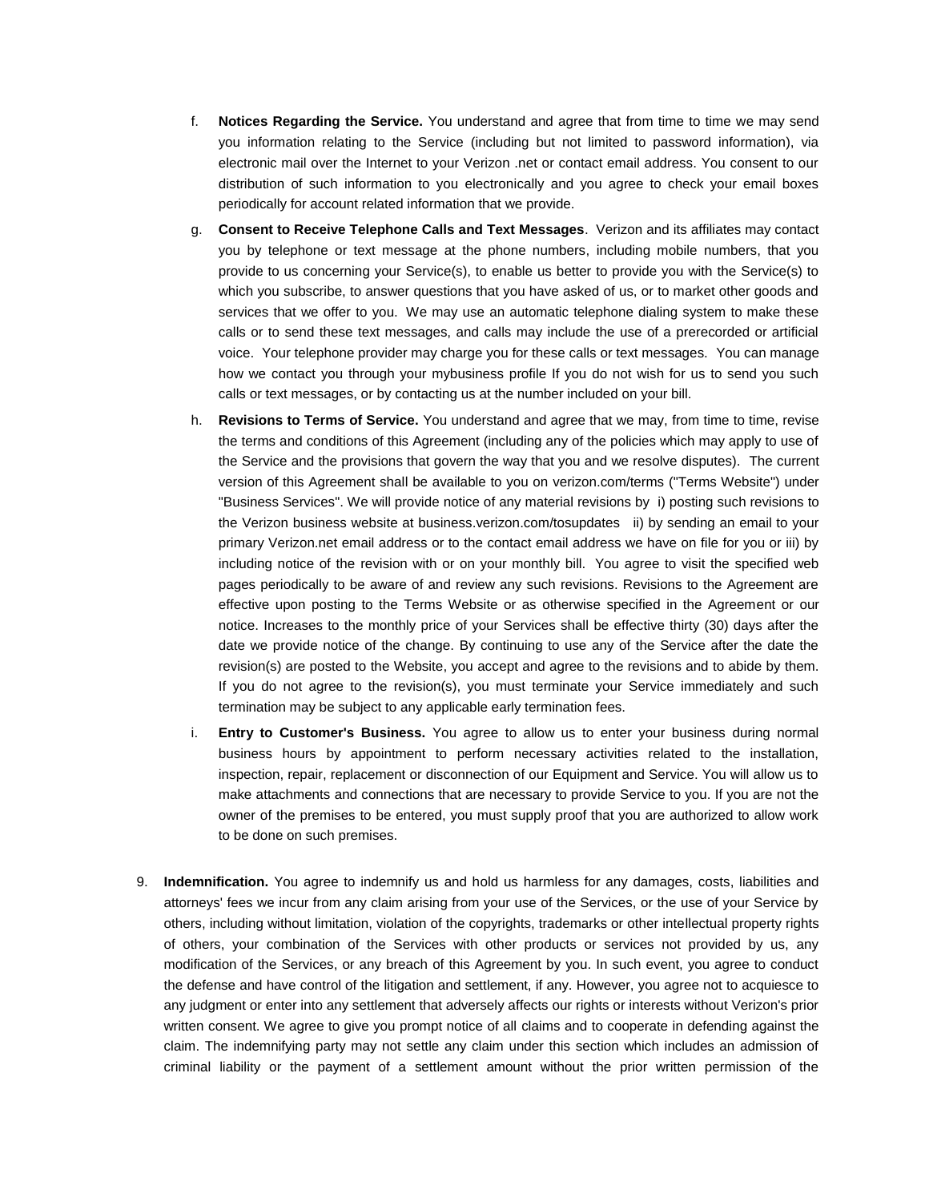f. **Notices Regarding the Service.** You understand and agree that from time to time we may send you information relating to the Service (including but not limited to password information), via electronic mail over the Internet to your Verizon .net or contact email address. You consent to our distribution of such information to you electronically and you agree to check your email boxes periodically for account related information that we provide.

g. **Consent to Receive Telephone Calls and Text Messages**. Verizon and its affiliates may contact you by telephone or text message at the phone numbers, including mobile numbers, that you provide to us concerning your Service(s), to enable us better to provide you with the Service(s) to which you subscribe, to answer questions that you have asked of us, or to market other goods and services that we offer to you. We may use an automatic telephone dialing system to make these calls or to send these text messages, and calls may include the use of a prerecorded or artificial voice. Your telephone provider may charge you for these calls or text messages. You can manage how we contact you through your mybusiness profile If you do not wish for us to send you such calls or text messages, or by contacting us at the number included on your bill.

h. **Revisions to Terms of Service.** You understand and agree that we may, from time to time, revise the terms and conditions of this Agreement (including any of the policies which may apply to use of the Service and the provisions that govern the way that you and we resolve disputes). The current version of this Agreement shall be available to you on verizon.com/terms ("Terms Website") under "Business Services". We will provide notice of any material revisions by i) posting such revisions to the Verizon business website at business.verizon.com/tosupdates ii) by sending an email to your primary Verizon.net email address or to the contact email address we have on file for you or iii) by including notice of the revision with or on your monthly bill. You agree to visit the specified web pages periodically to be aware of and review any such revisions. Revisions to the Agreement are effective upon posting to the Terms Website or as otherwise specified in the Agreement or our notice. Increases to the monthly price of your Services shall be effective thirty (30) days after the date we provide notice of the change. By continuing to use any of the Service after the date the revision(s) are posted to the Website, you accept and agree to the revisions and to abide by them. If you do not agree to the revision(s), you must terminate your Service immediately and such termination may be subject to any applicable early termination fees.

i. **Entry to Customer's Business.** You agree to allow us to enter your business during normal business hours by appointment to perform necessary activities related to the installation, inspection, repair, replacement or disconnection of our Equipment and Service. You will allow us to make attachments and connections that are necessary to provide Service to you. If you are not the owner of the premises to be entered, you must supply proof that you are authorized to allow work to be done on such premises.

9. **Indemnification.** You agree to indemnify us and hold us harmless for any damages, costs, liabilities and attorneys' fees we incur from any claim arising from your use of the Services, or the use of your Service by others, including without limitation, violation of the copyrights, trademarks or other intellectual property rights of others, your combination of the Services with other products or services not provided by us, any modification of the Services, or any breach of this Agreement by you. In such event, you agree to conduct the defense and have control of the litigation and settlement, if any. However, you agree not to acquiesce to any judgment or enter into any settlement that adversely affects our rights or interests without Verizon's prior written consent. We agree to give you prompt notice of all claims and to cooperate in defending against the claim. The indemnifying party may not settle any claim under this section which includes an admission of criminal liability or the payment of a settlement amount without the prior written permission of the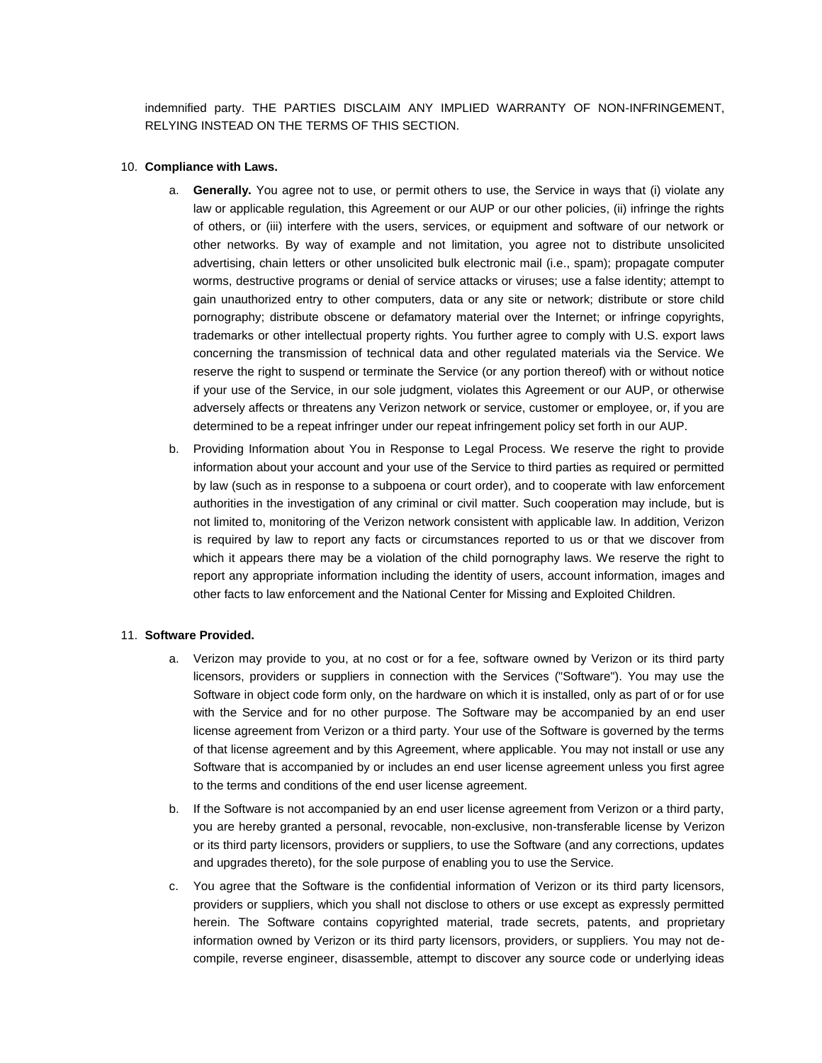indemnified party. THE PARTIES DISCLAIM ANY IMPLIED WARRANTY OF NON-INFRINGEMENT, RELYING INSTEAD ON THE TERMS OF THIS SECTION.

10. **Compliance with Laws.**

    a. **Generally.** You agree not to use, or permit others to use, the Service in ways that (i) violate any law or applicable regulation, this Agreement or our AUP or our other policies, (ii) infringe the rights of others, or (iii) interfere with the users, services, or equipment and software of our network or other networks. By way of example and not limitation, you agree not to distribute unsolicited advertising, chain letters or other unsolicited bulk electronic mail (i.e., spam); propagate computer worms, destructive programs or denial of service attacks or viruses; use a false identity; attempt to gain unauthorized entry to other computers, data or any site or network; distribute or store child pornography; distribute obscene or defamatory material over the Internet; or infringe copyrights, trademarks or other intellectual property rights. You further agree to comply with U.S. export laws concerning the transmission of technical data and other regulated materials via the Service. We reserve the right to suspend or terminate the Service (or any portion thereof) with or without notice if your use of the Service, in our sole judgment, violates this Agreement or our AUP, or otherwise adversely affects or threatens any Verizon network or service, customer or employee, or, if you are determined to be a repeat infringer under our repeat infringement policy set forth in our AUP.

    b. Providing Information about You in Response to Legal Process. We reserve the right to provide information about your account and your use of the Service to third parties as required or permitted by law (such as in response to a subpoena or court order), and to cooperate with law enforcement authorities in the investigation of any criminal or civil matter. Such cooperation may include, but is not limited to, monitoring of the Verizon network consistent with applicable law. In addition, Verizon is required by law to report any facts or circumstances reported to us or that we discover from which it appears there may be a violation of the child pornography laws. We reserve the right to report any appropriate information including the identity of users, account information, images and other facts to law enforcement and the National Center for Missing and Exploited Children.

11. **Software Provided.**

    a. Verizon may provide to you, at no cost or for a fee, software owned by Verizon or its third party licensors, providers or suppliers in connection with the Services ("Software"). You may use the Software in object code form only, on the hardware on which it is installed, only as part of or for use with the Service and for no other purpose. The Software may be accompanied by an end user license agreement from Verizon or a third party. Your use of the Software is governed by the terms of that license agreement and by this Agreement, where applicable. You may not install or use any Software that is accompanied by or includes an end user license agreement unless you first agree to the terms and conditions of the end user license agreement.

    b. If the Software is not accompanied by an end user license agreement from Verizon or a third party, you are hereby granted a personal, revocable, non-exclusive, non-transferable license by Verizon or its third party licensors, providers or suppliers, to use the Software (and any corrections, updates and upgrades thereto), for the sole purpose of enabling you to use the Service.

    c. You agree that the Software is the confidential information of Verizon or its third party licensors, providers or suppliers, which you shall not disclose to others or use except as expressly permitted herein. The Software contains copyrighted material, trade secrets, patents, and proprietary information owned by Verizon or its third party licensors, providers, or suppliers. You may not de-compile, reverse engineer, disassemble, attempt to discover any source code or underlying ideas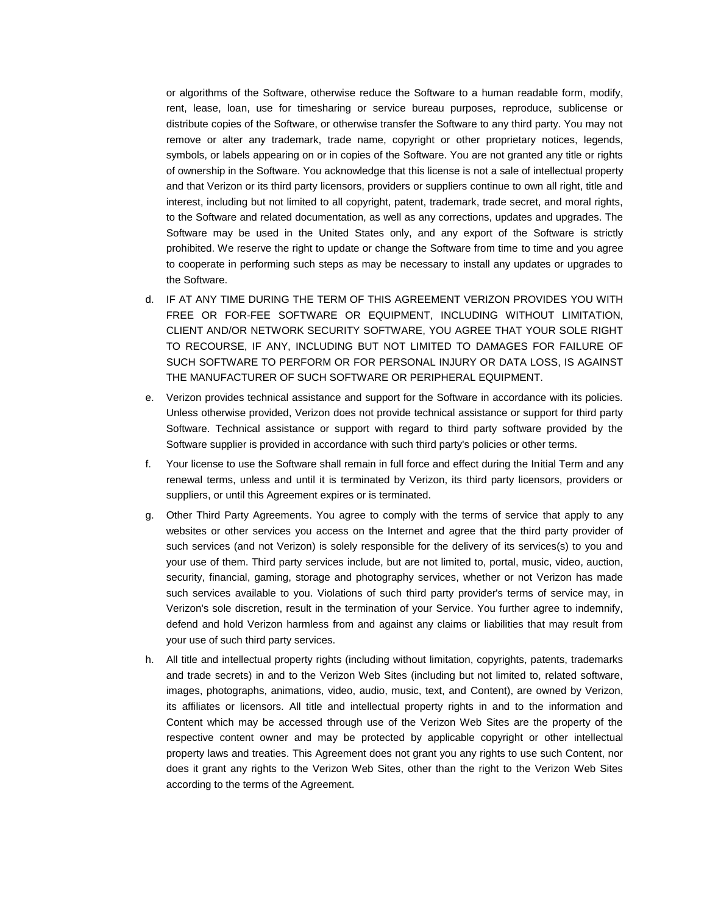or algorithms of the Software, otherwise reduce the Software to a human readable form, modify, rent, lease, loan, use for timesharing or service bureau purposes, reproduce, sublicense or distribute copies of the Software, or otherwise transfer the Software to any third party. You may not remove or alter any trademark, trade name, copyright or other proprietary notices, legends, symbols, or labels appearing on or in copies of the Software. You are not granted any title or rights of ownership in the Software. You acknowledge that this license is not a sale of intellectual property and that Verizon or its third party licensors, providers or suppliers continue to own all right, title and interest, including but not limited to all copyright, patent, trademark, trade secret, and moral rights, to the Software and related documentation, as well as any corrections, updates and upgrades. The Software may be used in the United States only, and any export of the Software is strictly prohibited. We reserve the right to update or change the Software from time to time and you agree to cooperate in performing such steps as may be necessary to install any updates or upgrades to the Software.

d. IF AT ANY TIME DURING THE TERM OF THIS AGREEMENT VERIZON PROVIDES YOU WITH FREE OR FOR-FEE SOFTWARE OR EQUIPMENT, INCLUDING WITHOUT LIMITATION, CLIENT AND/OR NETWORK SECURITY SOFTWARE, YOU AGREE THAT YOUR SOLE RIGHT TO RECOURSE, IF ANY, INCLUDING BUT NOT LIMITED TO DAMAGES FOR FAILURE OF SUCH SOFTWARE TO PERFORM OR FOR PERSONAL INJURY OR DATA LOSS, IS AGAINST THE MANUFACTURER OF SUCH SOFTWARE OR PERIPHERAL EQUIPMENT.

e. Verizon provides technical assistance and support for the Software in accordance with its policies. Unless otherwise provided, Verizon does not provide technical assistance or support for third party Software. Technical assistance or support with regard to third party software provided by the Software supplier is provided in accordance with such third party's policies or other terms.

f. Your license to use the Software shall remain in full force and effect during the Initial Term and any renewal terms, unless and until it is terminated by Verizon, its third party licensors, providers or suppliers, or until this Agreement expires or is terminated.

g. Other Third Party Agreements. You agree to comply with the terms of service that apply to any websites or other services you access on the Internet and agree that the third party provider of such services (and not Verizon) is solely responsible for the delivery of its services(s) to you and your use of them. Third party services include, but are not limited to, portal, music, video, auction, security, financial, gaming, storage and photography services, whether or not Verizon has made such services available to you. Violations of such third party provider's terms of service may, in Verizon's sole discretion, result in the termination of your Service. You further agree to indemnify, defend and hold Verizon harmless from and against any claims or liabilities that may result from your use of such third party services.

h. All title and intellectual property rights (including without limitation, copyrights, patents, trademarks and trade secrets) in and to the Verizon Web Sites (including but not limited to, related software, images, photographs, animations, video, audio, music, text, and Content), are owned by Verizon, its affiliates or licensors. All title and intellectual property rights in and to the information and Content which may be accessed through use of the Verizon Web Sites are the property of the respective content owner and may be protected by applicable copyright or other intellectual property laws and treaties. This Agreement does not grant you any rights to use such Content, nor does it grant any rights to the Verizon Web Sites, other than the right to the Verizon Web Sites according to the terms of the Agreement.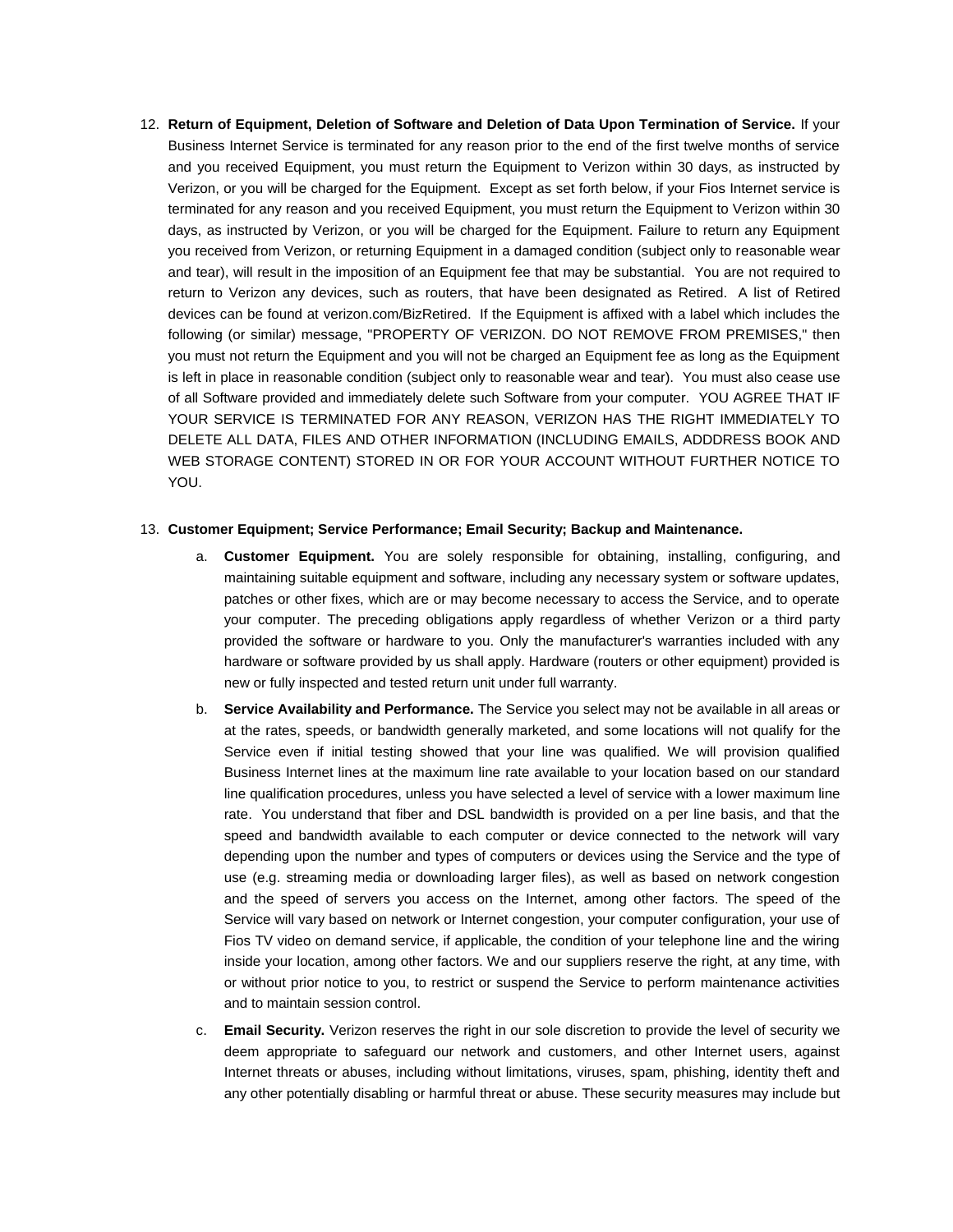12. **Return of Equipment, Deletion of Software and Deletion of Data Upon Termination of Service.** If your Business Internet Service is terminated for any reason prior to the end of the first twelve months of service and you received Equipment, you must return the Equipment to Verizon within 30 days, as instructed by Verizon, or you will be charged for the Equipment. Except as set forth below, if your Fios Internet service is terminated for any reason and you received Equipment, you must return the Equipment to Verizon within 30 days, as instructed by Verizon, or you will be charged for the Equipment. Failure to return any Equipment you received from Verizon, or returning Equipment in a damaged condition (subject only to reasonable wear and tear), will result in the imposition of an Equipment fee that may be substantial. You are not required to return to Verizon any devices, such as routers, that have been designated as Retired. A list of Retired devices can be found at verizon.com/BizRetired. If the Equipment is affixed with a label which includes the following (or similar) message, "PROPERTY OF VERIZON. DO NOT REMOVE FROM PREMISES," then you must not return the Equipment and you will not be charged an Equipment fee as long as the Equipment is left in place in reasonable condition (subject only to reasonable wear and tear). You must also cease use of all Software provided and immediately delete such Software from your computer. YOU AGREE THAT IF YOUR SERVICE IS TERMINATED FOR ANY REASON, VERIZON HAS THE RIGHT IMMEDIATELY TO DELETE ALL DATA, FILES AND OTHER INFORMATION (INCLUDING EMAILS, ADDDRESS BOOK AND WEB STORAGE CONTENT) STORED IN OR FOR YOUR ACCOUNT WITHOUT FURTHER NOTICE TO YOU.

13. **Customer Equipment; Service Performance; Email Security; Backup and Maintenance.**

    a. **Customer Equipment.** You are solely responsible for obtaining, installing, configuring, and maintaining suitable equipment and software, including any necessary system or software updates, patches or other fixes, which are or may become necessary to access the Service, and to operate your computer. The preceding obligations apply regardless of whether Verizon or a third party provided the software or hardware to you. Only the manufacturer's warranties included with any hardware or software provided by us shall apply. Hardware (routers or other equipment) provided is new or fully inspected and tested return unit under full warranty.

    b. **Service Availability and Performance.** The Service you select may not be available in all areas or at the rates, speeds, or bandwidth generally marketed, and some locations will not qualify for the Service even if initial testing showed that your line was qualified. We will provision qualified Business Internet lines at the maximum line rate available to your location based on our standard line qualification procedures, unless you have selected a level of service with a lower maximum line rate. You understand that fiber and DSL bandwidth is provided on a per line basis, and that the speed and bandwidth available to each computer or device connected to the network will vary depending upon the number and types of computers or devices using the Service and the type of use (e.g. streaming media or downloading larger files), as well as based on network congestion and the speed of servers you access on the Internet, among other factors. The speed of the Service will vary based on network or Internet congestion, your computer configuration, your use of Fios TV video on demand service, if applicable, the condition of your telephone line and the wiring inside your location, among other factors. We and our suppliers reserve the right, at any time, with or without prior notice to you, to restrict or suspend the Service to perform maintenance activities and to maintain session control.

    c. **Email Security.** Verizon reserves the right in our sole discretion to provide the level of security we deem appropriate to safeguard our network and customers, and other Internet users, against Internet threats or abuses, including without limitations, viruses, spam, phishing, identity theft and any other potentially disabling or harmful threat or abuse. These security measures may include but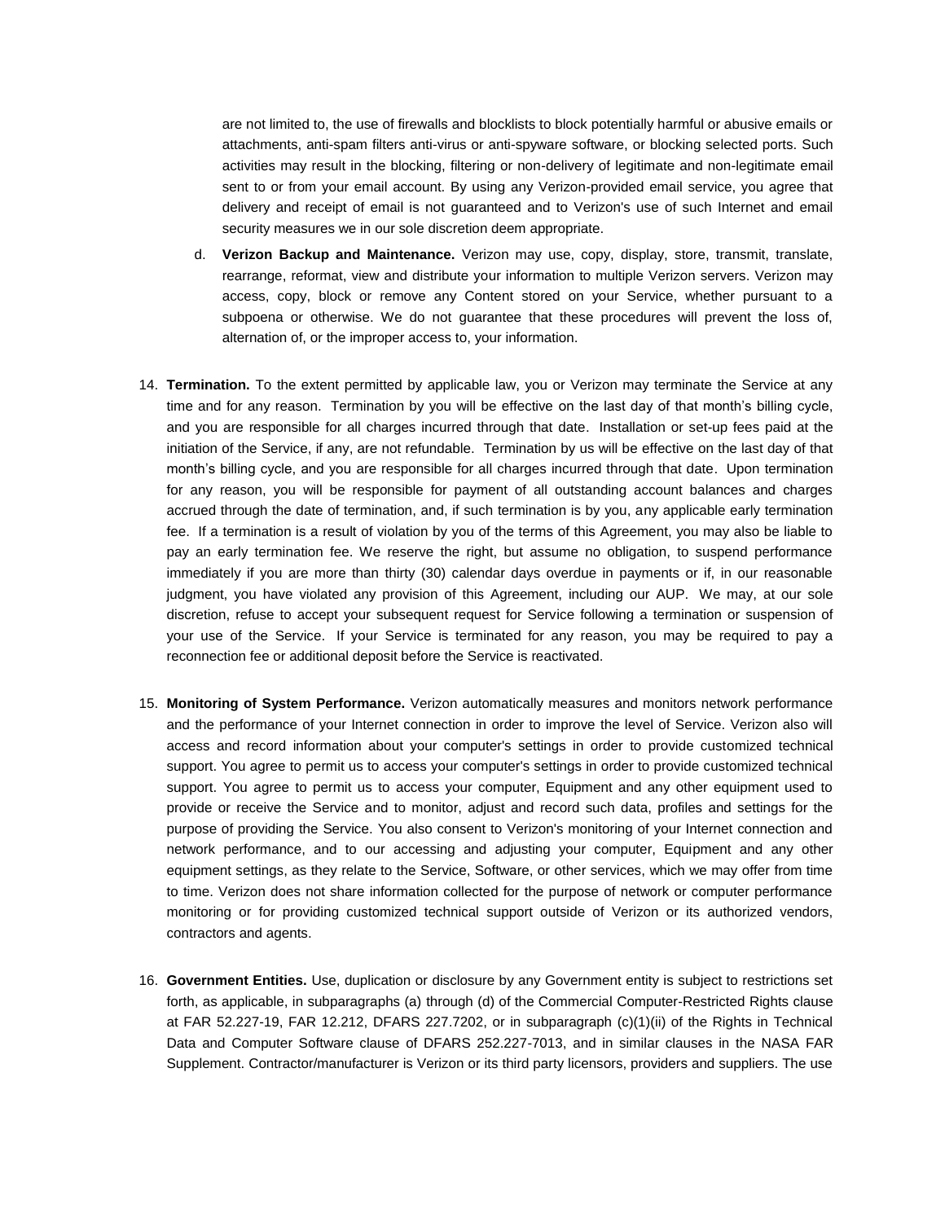are not limited to, the use of firewalls and blocklists to block potentially harmful or abusive emails or attachments, anti-spam filters anti-virus or anti-spyware software, or blocking selected ports. Such activities may result in the blocking, filtering or non-delivery of legitimate and non-legitimate email sent to or from your email account. By using any Verizon-provided email service, you agree that delivery and receipt of email is not guaranteed and to Verizon's use of such Internet and email security measures we in our sole discretion deem appropriate.

d. **Verizon Backup and Maintenance.** Verizon may use, copy, display, store, transmit, translate, rearrange, reformat, view and distribute your information to multiple Verizon servers. Verizon may access, copy, block or remove any Content stored on your Service, whether pursuant to a subpoena or otherwise. We do not guarantee that these procedures will prevent the loss of, alternation of, or the improper access to, your information.

14. **Termination.** To the extent permitted by applicable law, you or Verizon may terminate the Service at any time and for any reason. Termination by you will be effective on the last day of that month's billing cycle, and you are responsible for all charges incurred through that date. Installation or set-up fees paid at the initiation of the Service, if any, are not refundable. Termination by us will be effective on the last day of that month's billing cycle, and you are responsible for all charges incurred through that date. Upon termination for any reason, you will be responsible for payment of all outstanding account balances and charges accrued through the date of termination, and, if such termination is by you, any applicable early termination fee. If a termination is a result of violation by you of the terms of this Agreement, you may also be liable to pay an early termination fee. We reserve the right, but assume no obligation, to suspend performance immediately if you are more than thirty (30) calendar days overdue in payments or if, in our reasonable judgment, you have violated any provision of this Agreement, including our AUP. We may, at our sole discretion, refuse to accept your subsequent request for Service following a termination or suspension of your use of the Service. If your Service is terminated for any reason, you may be required to pay a reconnection fee or additional deposit before the Service is reactivated.

15. **Monitoring of System Performance.** Verizon automatically measures and monitors network performance and the performance of your Internet connection in order to improve the level of Service. Verizon also will access and record information about your computer's settings in order to provide customized technical support. You agree to permit us to access your computer's settings in order to provide customized technical support. You agree to permit us to access your computer, Equipment and any other equipment used to provide or receive the Service and to monitor, adjust and record such data, profiles and settings for the purpose of providing the Service. You also consent to Verizon's monitoring of your Internet connection and network performance, and to our accessing and adjusting your computer, Equipment and any other equipment settings, as they relate to the Service, Software, or other services, which we may offer from time to time. Verizon does not share information collected for the purpose of network or computer performance monitoring or for providing customized technical support outside of Verizon or its authorized vendors, contractors and agents.

16. **Government Entities.** Use, duplication or disclosure by any Government entity is subject to restrictions set forth, as applicable, in subparagraphs (a) through (d) of the Commercial Computer-Restricted Rights clause at FAR 52.227-19, FAR 12.212, DFARS 227.7202, or in subparagraph (c)(1)(ii) of the Rights in Technical Data and Computer Software clause of DFARS 252.227-7013, and in similar clauses in the NASA FAR Supplement. Contractor/manufacturer is Verizon or its third party licensors, providers and suppliers. The use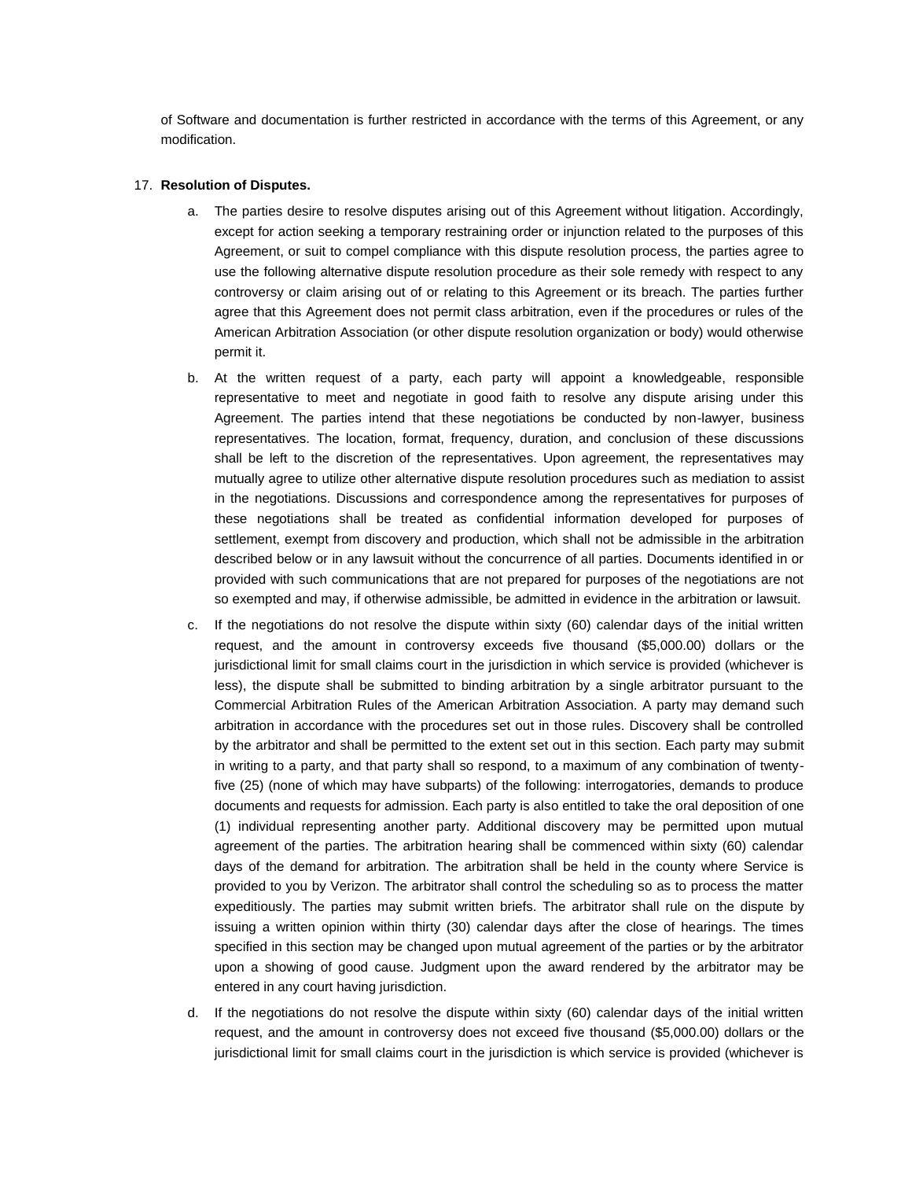of Software and documentation is further restricted in accordance with the terms of this Agreement, or any modification.

17. **Resolution of Disputes.**

    a. The parties desire to resolve disputes arising out of this Agreement without litigation. Accordingly, except for action seeking a temporary restraining order or injunction related to the purposes of this Agreement, or suit to compel compliance with this dispute resolution process, the parties agree to use the following alternative dispute resolution procedure as their sole remedy with respect to any controversy or claim arising out of or relating to this Agreement or its breach. The parties further agree that this Agreement does not permit class arbitration, even if the procedures or rules of the American Arbitration Association (or other dispute resolution organization or body) would otherwise permit it.

    b. At the written request of a party, each party will appoint a knowledgeable, responsible representative to meet and negotiate in good faith to resolve any dispute arising under this Agreement. The parties intend that these negotiations be conducted by non-lawyer, business representatives. The location, format, frequency, duration, and conclusion of these discussions shall be left to the discretion of the representatives. Upon agreement, the representatives may mutually agree to utilize other alternative dispute resolution procedures such as mediation to assist in the negotiations. Discussions and correspondence among the representatives for purposes of these negotiations shall be treated as confidential information developed for purposes of settlement, exempt from discovery and production, which shall not be admissible in the arbitration described below or in any lawsuit without the concurrence of all parties. Documents identified in or provided with such communications that are not prepared for purposes of the negotiations are not so exempted and may, if otherwise admissible, be admitted in evidence in the arbitration or lawsuit.

    c. If the negotiations do not resolve the dispute within sixty (60) calendar days of the initial written request, and the amount in controversy exceeds five thousand ($5,000.00) dollars or the jurisdictional limit for small claims court in the jurisdiction in which service is provided (whichever is less), the dispute shall be submitted to binding arbitration by a single arbitrator pursuant to the Commercial Arbitration Rules of the American Arbitration Association. A party may demand such arbitration in accordance with the procedures set out in those rules. Discovery shall be controlled by the arbitrator and shall be permitted to the extent set out in this section. Each party may submit in writing to a party, and that party shall so respond, to a maximum of any combination of twenty-five (25) (none of which may have subparts) of the following: interrogatories, demands to produce documents and requests for admission. Each party is also entitled to take the oral deposition of one (1) individual representing another party. Additional discovery may be permitted upon mutual agreement of the parties. The arbitration hearing shall be commenced within sixty (60) calendar days of the demand for arbitration. The arbitration shall be held in the county where Service is provided to you by Verizon. The arbitrator shall control the scheduling so as to process the matter expeditiously. The parties may submit written briefs. The arbitrator shall rule on the dispute by issuing a written opinion within thirty (30) calendar days after the close of hearings. The times specified in this section may be changed upon mutual agreement of the parties or by the arbitrator upon a showing of good cause. Judgment upon the award rendered by the arbitrator may be entered in any court having jurisdiction.

    d. If the negotiations do not resolve the dispute within sixty (60) calendar days of the initial written request, and the amount in controversy does not exceed five thousand ($5,000.00) dollars or the jurisdictional limit for small claims court in the jurisdiction is which service is provided (whichever is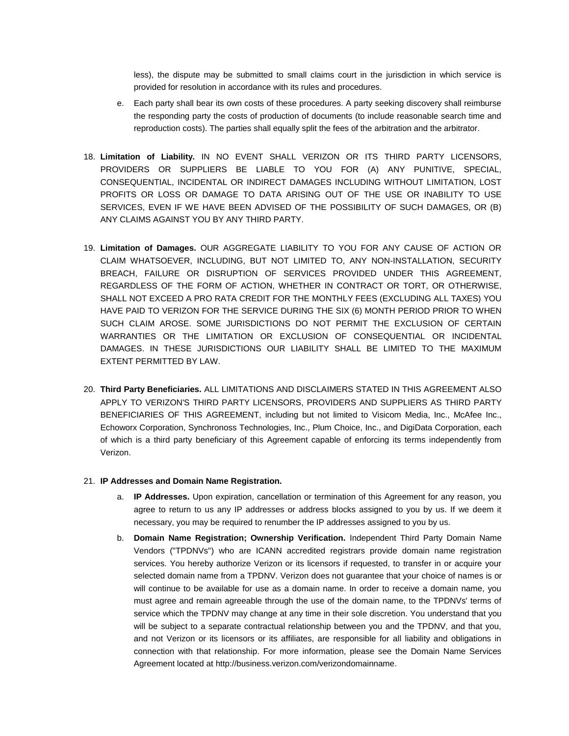less), the dispute may be submitted to small claims court in the jurisdiction in which service is provided for resolution in accordance with its rules and procedures.

   e. Each party shall bear its own costs of these procedures. A party seeking discovery shall reimburse the responding party the costs of production of documents (to include reasonable search time and reproduction costs). The parties shall equally split the fees of the arbitration and the arbitrator.

18. **Limitation of Liability.** IN NO EVENT SHALL VERIZON OR ITS THIRD PARTY LICENSORS, PROVIDERS OR SUPPLIERS BE LIABLE TO YOU FOR (A) ANY PUNITIVE, SPECIAL, CONSEQUENTIAL, INCIDENTAL OR INDIRECT DAMAGES INCLUDING WITHOUT LIMITATION, LOST PROFITS OR LOSS OR DAMAGE TO DATA ARISING OUT OF THE USE OR INABILITY TO USE SERVICES, EVEN IF WE HAVE BEEN ADVISED OF THE POSSIBILITY OF SUCH DAMAGES, OR (B) ANY CLAIMS AGAINST YOU BY ANY THIRD PARTY.

19. **Limitation of Damages.** OUR AGGREGATE LIABILITY TO YOU FOR ANY CAUSE OF ACTION OR CLAIM WHATSOEVER, INCLUDING, BUT NOT LIMITED TO, ANY NON-INSTALLATION, SECURITY BREACH, FAILURE OR DISRUPTION OF SERVICES PROVIDED UNDER THIS AGREEMENT, REGARDLESS OF THE FORM OF ACTION, WHETHER IN CONTRACT OR TORT, OR OTHERWISE, SHALL NOT EXCEED A PRO RATA CREDIT FOR THE MONTHLY FEES (EXCLUDING ALL TAXES) YOU HAVE PAID TO VERIZON FOR THE SERVICE DURING THE SIX (6) MONTH PERIOD PRIOR TO WHEN SUCH CLAIM AROSE. SOME JURISDICTIONS DO NOT PERMIT THE EXCLUSION OF CERTAIN WARRANTIES OR THE LIMITATION OR EXCLUSION OF CONSEQUENTIAL OR INCIDENTAL DAMAGES. IN THESE JURISDICTIONS OUR LIABILITY SHALL BE LIMITED TO THE MAXIMUM EXTENT PERMITTED BY LAW.

20. **Third Party Beneficiaries.** ALL LIMITATIONS AND DISCLAIMERS STATED IN THIS AGREEMENT ALSO APPLY TO VERIZON'S THIRD PARTY LICENSORS, PROVIDERS AND SUPPLIERS AS THIRD PARTY BENEFICIARIES OF THIS AGREEMENT, including but not limited to Visicom Media, Inc., McAfee Inc., Echoworx Corporation, Synchronoss Technologies, Inc., Plum Choice, Inc., and DigiData Corporation, each of which is a third party beneficiary of this Agreement capable of enforcing its terms independently from Verizon.

21. **IP Addresses and Domain Name Registration.**

   a. **IP Addresses.** Upon expiration, cancellation or termination of this Agreement for any reason, you agree to return to us any IP addresses or address blocks assigned to you by us. If we deem it necessary, you may be required to renumber the IP addresses assigned to you by us.

   b. **Domain Name Registration; Ownership Verification.** Independent Third Party Domain Name Vendors ("TPDNVs") who are ICANN accredited registrars provide domain name registration services. You hereby authorize Verizon or its licensors if requested, to transfer in or acquire your selected domain name from a TPDNV. Verizon does not guarantee that your choice of names is or will continue to be available for use as a domain name. In order to receive a domain name, you must agree and remain agreeable through the use of the domain name, to the TPDNVs' terms of service which the TPDNV may change at any time in their sole discretion. You understand that you will be subject to a separate contractual relationship between you and the TPDNV, and that you, and not Verizon or its licensors or its affiliates, are responsible for all liability and obligations in connection with that relationship. For more information, please see the Domain Name Services Agreement located at http://business.verizon.com/verizondomainname.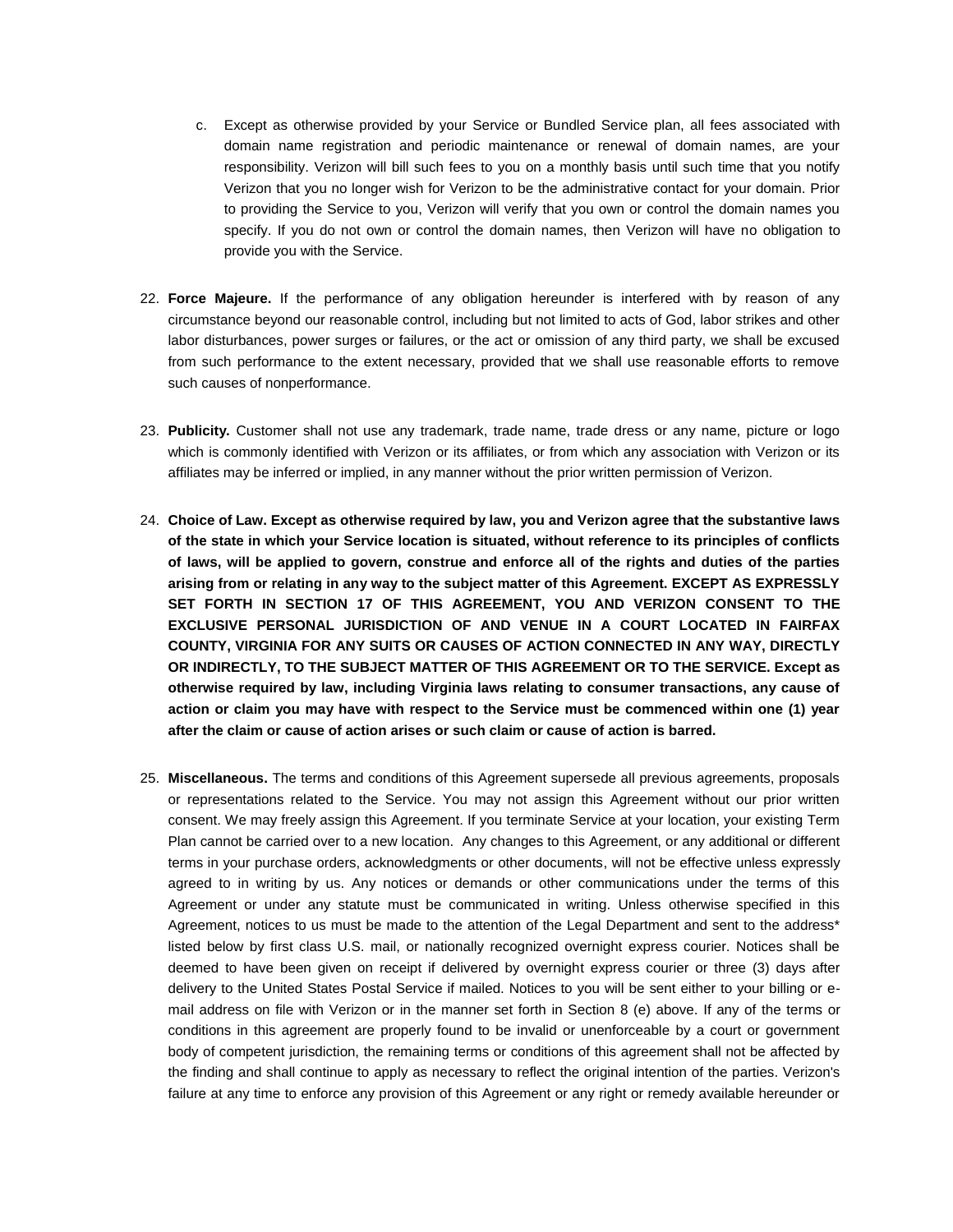c. Except as otherwise provided by your Service or Bundled Service plan, all fees associated with domain name registration and periodic maintenance or renewal of domain names, are your responsibility. Verizon will bill such fees to you on a monthly basis until such time that you notify Verizon that you no longer wish for Verizon to be the administrative contact for your domain. Prior to providing the Service to you, Verizon will verify that you own or control the domain names you specify. If you do not own or control the domain names, then Verizon will have no obligation to provide you with the Service.

22. **Force Majeure.** If the performance of any obligation hereunder is interfered with by reason of any circumstance beyond our reasonable control, including but not limited to acts of God, labor strikes and other labor disturbances, power surges or failures, or the act or omission of any third party, we shall be excused from such performance to the extent necessary, provided that we shall use reasonable efforts to remove such causes of nonperformance.

23. **Publicity.** Customer shall not use any trademark, trade name, trade dress or any name, picture or logo which is commonly identified with Verizon or its affiliates, or from which any association with Verizon or its affiliates may be inferred or implied, in any manner without the prior written permission of Verizon.

24. **Choice of Law. Except as otherwise required by law, you and Verizon agree that the substantive laws of the state in which your Service location is situated, without reference to its principles of conflicts of laws, will be applied to govern, construe and enforce all of the rights and duties of the parties arising from or relating in any way to the subject matter of this Agreement. EXCEPT AS EXPRESSLY SET FORTH IN SECTION 17 OF THIS AGREEMENT, YOU AND VERIZON CONSENT TO THE EXCLUSIVE PERSONAL JURISDICTION OF AND VENUE IN A COURT LOCATED IN FAIRFAX COUNTY, VIRGINIA FOR ANY SUITS OR CAUSES OF ACTION CONNECTED IN ANY WAY, DIRECTLY OR INDIRECTLY, TO THE SUBJECT MATTER OF THIS AGREEMENT OR TO THE SERVICE. Except as otherwise required by law, including Virginia laws relating to consumer transactions, any cause of action or claim you may have with respect to the Service must be commenced within one (1) year after the claim or cause of action arises or such claim or cause of action is barred.**

25. **Miscellaneous.** The terms and conditions of this Agreement supersede all previous agreements, proposals or representations related to the Service. You may not assign this Agreement without our prior written consent. We may freely assign this Agreement. If you terminate Service at your location, your existing Term Plan cannot be carried over to a new location. Any changes to this Agreement, or any additional or different terms in your purchase orders, acknowledgments or other documents, will not be effective unless expressly agreed to in writing by us. Any notices or demands or other communications under the terms of this Agreement or under any statute must be communicated in writing. Unless otherwise specified in this Agreement, notices to us must be made to the attention of the Legal Department and sent to the address* listed below by first class U.S. mail, or nationally recognized overnight express courier. Notices shall be deemed to have been given on receipt if delivered by overnight express courier or three (3) days after delivery to the United States Postal Service if mailed. Notices to you will be sent either to your billing or e-mail address on file with Verizon or in the manner set forth in Section 8 (e) above. If any of the terms or conditions in this agreement are properly found to be invalid or unenforceable by a court or government body of competent jurisdiction, the remaining terms or conditions of this agreement shall not be affected by the finding and shall continue to apply as necessary to reflect the original intention of the parties. Verizon's failure at any time to enforce any provision of this Agreement or any right or remedy available hereunder or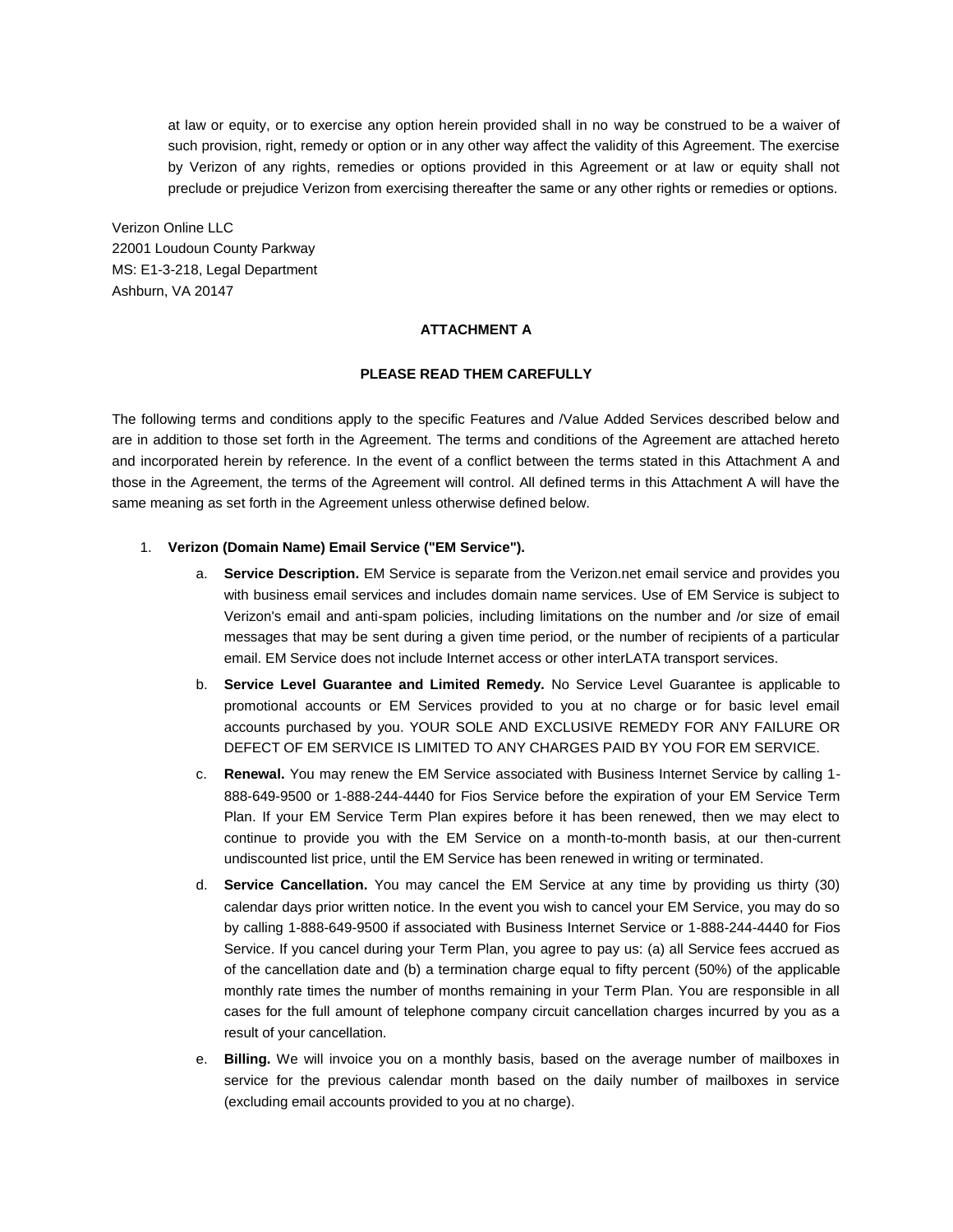at law or equity, or to exercise any option herein provided shall in no way be construed to be a waiver of such provision, right, remedy or option or in any other way affect the validity of this Agreement. The exercise by Verizon of any rights, remedies or options provided in this Agreement or at law or equity shall not preclude or prejudice Verizon from exercising thereafter the same or any other rights or remedies or options.

Verizon Online LLC
22001 Loudoun County Parkway
MS: E1-3-218, Legal Department
Ashburn, VA 20147

**ATTACHMENT A**

**PLEASE READ THEM CAREFULLY**

The following terms and conditions apply to the specific Features and /Value Added Services described below and are in addition to those set forth in the Agreement. The terms and conditions of the Agreement are attached hereto and incorporated herein by reference. In the event of a conflict between the terms stated in this Attachment A and those in the Agreement, the terms of the Agreement will control. All defined terms in this Attachment A will have the same meaning as set forth in the Agreement unless otherwise defined below.

1. **Verizon (Domain Name) Email Service ("EM Service").**
   a. **Service Description.** EM Service is separate from the Verizon.net email service and provides you with business email services and includes domain name services. Use of EM Service is subject to Verizon's email and anti-spam policies, including limitations on the number and /or size of email messages that may be sent during a given time period, or the number of recipients of a particular email. EM Service does not include Internet access or other interLATA transport services.
   b. **Service Level Guarantee and Limited Remedy.** No Service Level Guarantee is applicable to promotional accounts or EM Services provided to you at no charge or for basic level email accounts purchased by you. YOUR SOLE AND EXCLUSIVE REMEDY FOR ANY FAILURE OR DEFECT OF EM SERVICE IS LIMITED TO ANY CHARGES PAID BY YOU FOR EM SERVICE.
   c. **Renewal.** You may renew the EM Service associated with Business Internet Service by calling 1-888-649-9500 or 1-888-244-4440 for Fios Service before the expiration of your EM Service Term Plan. If your EM Service Term Plan expires before it has been renewed, then we may elect to continue to provide you with the EM Service on a month-to-month basis, at our then-current undiscounted list price, until the EM Service has been renewed in writing or terminated.
   d. **Service Cancellation.** You may cancel the EM Service at any time by providing us thirty (30) calendar days prior written notice. In the event you wish to cancel your EM Service, you may do so by calling 1-888-649-9500 if associated with Business Internet Service or 1-888-244-4440 for Fios Service. If you cancel during your Term Plan, you agree to pay us: (a) all Service fees accrued as of the cancellation date and (b) a termination charge equal to fifty percent (50%) of the applicable monthly rate times the number of months remaining in your Term Plan. You are responsible in all cases for the full amount of telephone company circuit cancellation charges incurred by you as a result of your cancellation.
   e. **Billing.** We will invoice you on a monthly basis, based on the average number of mailboxes in service for the previous calendar month based on the daily number of mailboxes in service (excluding email accounts provided to you at no charge).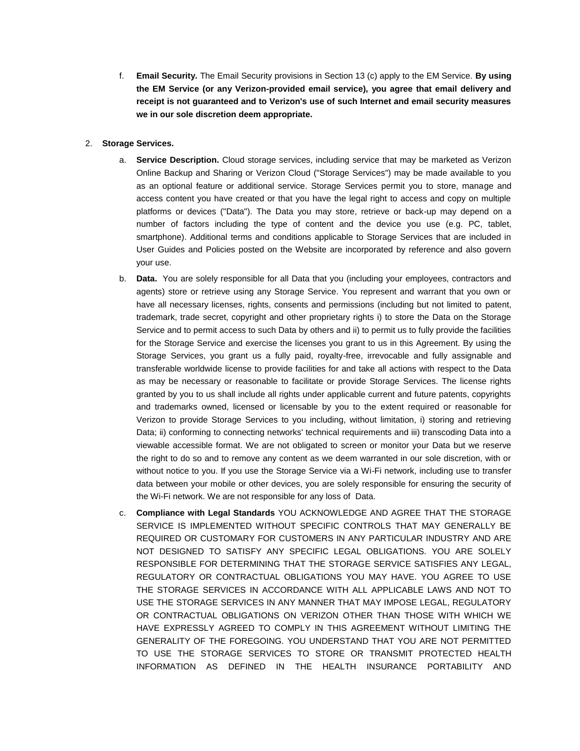f. **Email Security.** The Email Security provisions in Section 13 (c) apply to the EM Service. **By using the EM Service (or any Verizon-provided email service), you agree that email delivery and receipt is not guaranteed and to Verizon's use of such Internet and email security measures we in our sole discretion deem appropriate.**

2. **Storage Services.**

   a. **Service Description.** Cloud storage services, including service that may be marketed as Verizon Online Backup and Sharing or Verizon Cloud ("Storage Services") may be made available to you as an optional feature or additional service. Storage Services permit you to store, manage and access content you have created or that you have the legal right to access and copy on multiple platforms or devices ("Data"). The Data you may store, retrieve or back-up may depend on a number of factors including the type of content and the device you use (e.g. PC, tablet, smartphone). Additional terms and conditions applicable to Storage Services that are included in User Guides and Policies posted on the Website are incorporated by reference and also govern your use.

   b. **Data.** You are solely responsible for all Data that you (including your employees, contractors and agents) store or retrieve using any Storage Service. You represent and warrant that you own or have all necessary licenses, rights, consents and permissions (including but not limited to patent, trademark, trade secret, copyright and other proprietary rights i) to store the Data on the Storage Service and to permit access to such Data by others and ii) to permit us to fully provide the facilities for the Storage Service and exercise the licenses you grant to us in this Agreement. By using the Storage Services, you grant us a fully paid, royalty-free, irrevocable and fully assignable and transferable worldwide license to provide facilities for and take all actions with respect to the Data as may be necessary or reasonable to facilitate or provide Storage Services. The license rights granted by you to us shall include all rights under applicable current and future patents, copyrights and trademarks owned, licensed or licensable by you to the extent required or reasonable for Verizon to provide Storage Services to you including, without limitation, i) storing and retrieving Data; ii) conforming to connecting networks' technical requirements and iii) transcoding Data into a viewable accessible format. We are not obligated to screen or monitor your Data but we reserve the right to do so and to remove any content as we deem warranted in our sole discretion, with or without notice to you. If you use the Storage Service via a Wi-Fi network, including use to transfer data between your mobile or other devices, you are solely responsible for ensuring the security of the Wi-Fi network. We are not responsible for any loss of Data.

   c. **Compliance with Legal Standards** YOU ACKNOWLEDGE AND AGREE THAT THE STORAGE SERVICE IS IMPLEMENTED WITHOUT SPECIFIC CONTROLS THAT MAY GENERALLY BE REQUIRED OR CUSTOMARY FOR CUSTOMERS IN ANY PARTICULAR INDUSTRY AND ARE NOT DESIGNED TO SATISFY ANY SPECIFIC LEGAL OBLIGATIONS. YOU ARE SOLELY RESPONSIBLE FOR DETERMINING THAT THE STORAGE SERVICE SATISFIES ANY LEGAL, REGULATORY OR CONTRACTUAL OBLIGATIONS YOU MAY HAVE. YOU AGREE TO USE THE STORAGE SERVICES IN ACCORDANCE WITH ALL APPLICABLE LAWS AND NOT TO USE THE STORAGE SERVICES IN ANY MANNER THAT MAY IMPOSE LEGAL, REGULATORY OR CONTRACTUAL OBLIGATIONS ON VERIZON OTHER THAN THOSE WITH WHICH WE HAVE EXPRESSLY AGREED TO COMPLY IN THIS AGREEMENT WITHOUT LIMITING THE GENERALITY OF THE FOREGOING. YOU UNDERSTAND THAT YOU ARE NOT PERMITTED TO USE THE STORAGE SERVICES TO STORE OR TRANSMIT PROTECTED HEALTH INFORMATION AS DEFINED IN THE HEALTH INSURANCE PORTABILITY AND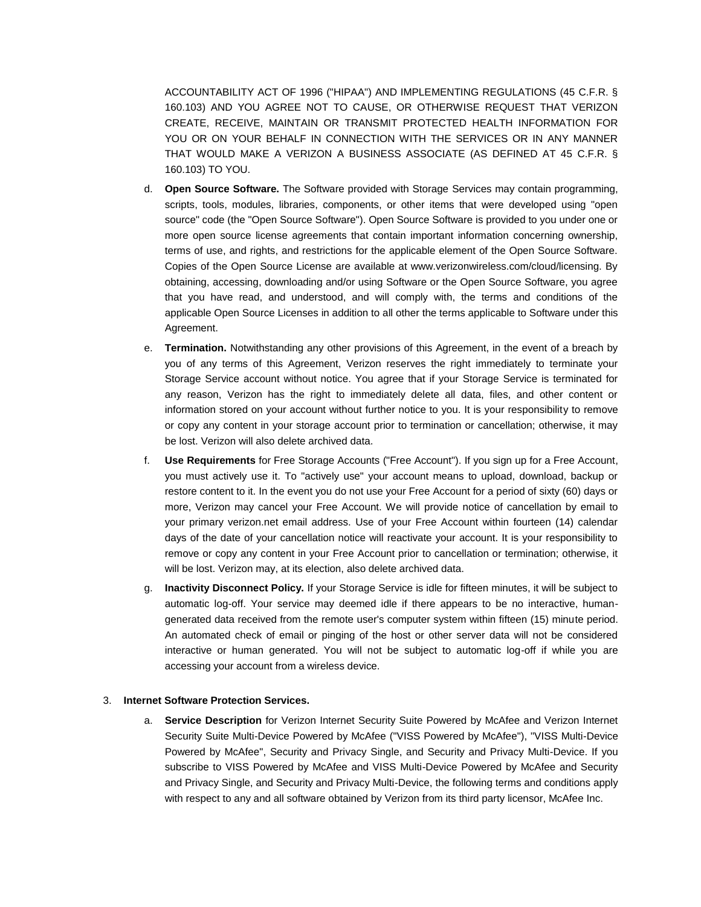ACCOUNTABILITY ACT OF 1996 ("HIPAA") AND IMPLEMENTING REGULATIONS (45 C.F.R. § 160.103) AND YOU AGREE NOT TO CAUSE, OR OTHERWISE REQUEST THAT VERIZON CREATE, RECEIVE, MAINTAIN OR TRANSMIT PROTECTED HEALTH INFORMATION FOR YOU OR ON YOUR BEHALF IN CONNECTION WITH THE SERVICES OR IN ANY MANNER THAT WOULD MAKE A VERIZON A BUSINESS ASSOCIATE (AS DEFINED AT 45 C.F.R. § 160.103) TO YOU.

d. **Open Source Software.** The Software provided with Storage Services may contain programming, scripts, tools, modules, libraries, components, or other items that were developed using "open source" code (the "Open Source Software"). Open Source Software is provided to you under one or more open source license agreements that contain important information concerning ownership, terms of use, and rights, and restrictions for the applicable element of the Open Source Software. Copies of the Open Source License are available at www.verizonwireless.com/cloud/licensing. By obtaining, accessing, downloading and/or using Software or the Open Source Software, you agree that you have read, and understood, and will comply with, the terms and conditions of the applicable Open Source Licenses in addition to all other the terms applicable to Software under this Agreement.

e. **Termination.** Notwithstanding any other provisions of this Agreement, in the event of a breach by you of any terms of this Agreement, Verizon reserves the right immediately to terminate your Storage Service account without notice. You agree that if your Storage Service is terminated for any reason, Verizon has the right to immediately delete all data, files, and other content or information stored on your account without further notice to you. It is your responsibility to remove or copy any content in your storage account prior to termination or cancellation; otherwise, it may be lost. Verizon will also delete archived data.

f. **Use Requirements** for Free Storage Accounts ("Free Account"). If you sign up for a Free Account, you must actively use it. To "actively use" your account means to upload, download, backup or restore content to it. In the event you do not use your Free Account for a period of sixty (60) days or more, Verizon may cancel your Free Account. We will provide notice of cancellation by email to your primary verizon.net email address. Use of your Free Account within fourteen (14) calendar days of the date of your cancellation notice will reactivate your account. It is your responsibility to remove or copy any content in your Free Account prior to cancellation or termination; otherwise, it will be lost. Verizon may, at its election, also delete archived data.

g. **Inactivity Disconnect Policy.** If your Storage Service is idle for fifteen minutes, it will be subject to automatic log-off. Your service may deemed idle if there appears to be no interactive, human-generated data received from the remote user's computer system within fifteen (15) minute period. An automated check of email or pinging of the host or other server data will not be considered interactive or human generated. You will not be subject to automatic log-off if while you are accessing your account from a wireless device.

3. **Internet Software Protection Services.**

a. **Service Description** for Verizon Internet Security Suite Powered by McAfee and Verizon Internet Security Suite Multi-Device Powered by McAfee ("VISS Powered by McAfee"), "VISS Multi-Device Powered by McAfee", Security and Privacy Single, and Security and Privacy Multi-Device. If you subscribe to VISS Powered by McAfee and VISS Multi-Device Powered by McAfee and Security and Privacy Single, and Security and Privacy Multi-Device, the following terms and conditions apply with respect to any and all software obtained by Verizon from its third party licensor, McAfee Inc.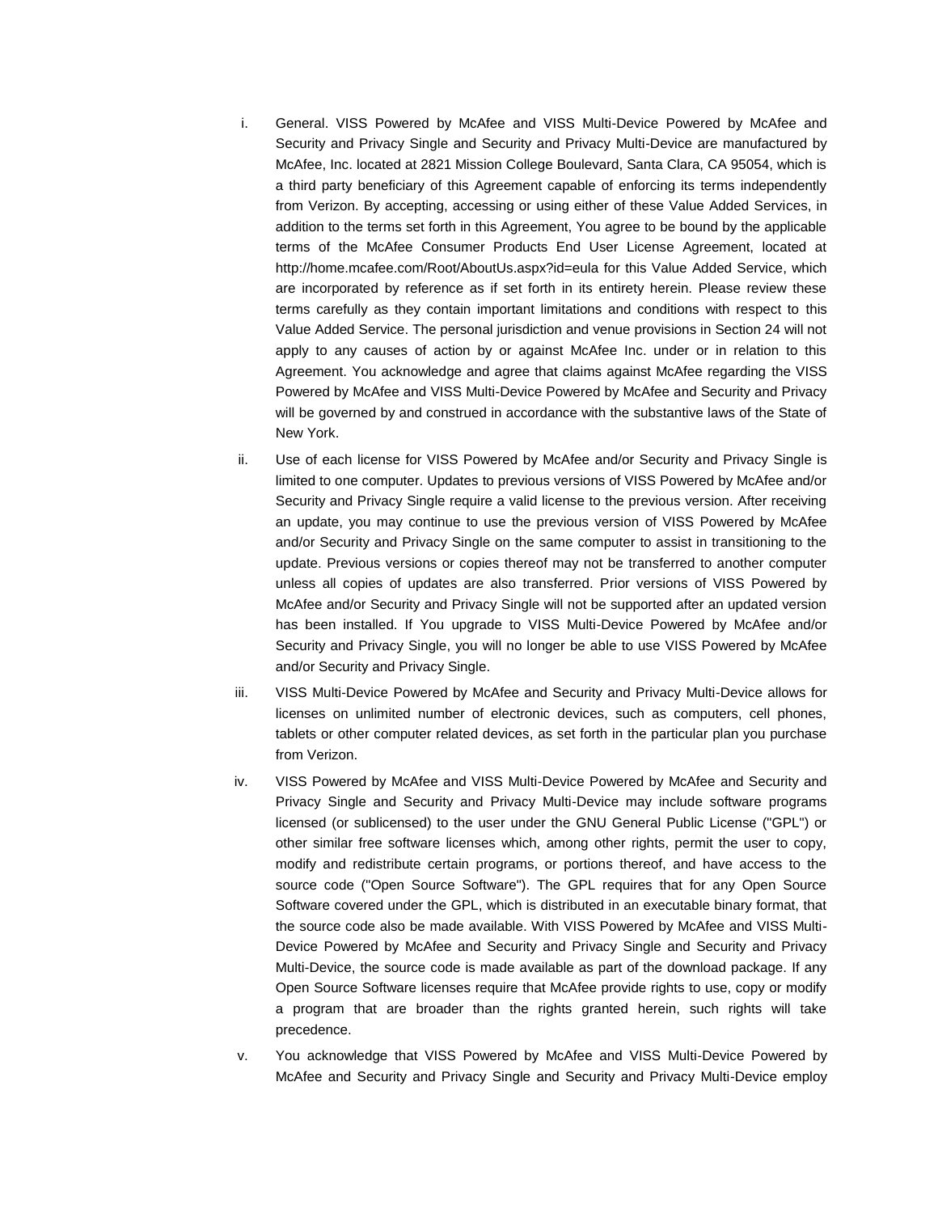i. General. VISS Powered by McAfee and VISS Multi-Device Powered by McAfee and Security and Privacy Single and Security and Privacy Multi-Device are manufactured by McAfee, Inc. located at 2821 Mission College Boulevard, Santa Clara, CA 95054, which is a third party beneficiary of this Agreement capable of enforcing its terms independently from Verizon. By accepting, accessing or using either of these Value Added Services, in addition to the terms set forth in this Agreement, You agree to be bound by the applicable terms of the McAfee Consumer Products End User License Agreement, located at http://home.mcafee.com/Root/AboutUs.aspx?id=eula for this Value Added Service, which are incorporated by reference as if set forth in its entirety herein. Please review these terms carefully as they contain important limitations and conditions with respect to this Value Added Service. The personal jurisdiction and venue provisions in Section 24 will not apply to any causes of action by or against McAfee Inc. under or in relation to this Agreement. You acknowledge and agree that claims against McAfee regarding the VISS Powered by McAfee and VISS Multi-Device Powered by McAfee and Security and Privacy will be governed by and construed in accordance with the substantive laws of the State of New York.

ii. Use of each license for VISS Powered by McAfee and/or Security and Privacy Single is limited to one computer. Updates to previous versions of VISS Powered by McAfee and/or Security and Privacy Single require a valid license to the previous version. After receiving an update, you may continue to use the previous version of VISS Powered by McAfee and/or Security and Privacy Single on the same computer to assist in transitioning to the update. Previous versions or copies thereof may not be transferred to another computer unless all copies of updates are also transferred. Prior versions of VISS Powered by McAfee and/or Security and Privacy Single will not be supported after an updated version has been installed. If You upgrade to VISS Multi-Device Powered by McAfee and/or Security and Privacy Single, you will no longer be able to use VISS Powered by McAfee and/or Security and Privacy Single.

iii. VISS Multi-Device Powered by McAfee and Security and Privacy Multi-Device allows for licenses on unlimited number of electronic devices, such as computers, cell phones, tablets or other computer related devices, as set forth in the particular plan you purchase from Verizon.

iv. VISS Powered by McAfee and VISS Multi-Device Powered by McAfee and Security and Privacy Single and Security and Privacy Multi-Device may include software programs licensed (or sublicensed) to the user under the GNU General Public License ("GPL") or other similar free software licenses which, among other rights, permit the user to copy, modify and redistribute certain programs, or portions thereof, and have access to the source code ("Open Source Software"). The GPL requires that for any Open Source Software covered under the GPL, which is distributed in an executable binary format, that the source code also be made available. With VISS Powered by McAfee and VISS Multi-Device Powered by McAfee and Security and Privacy Single and Security and Privacy Multi-Device, the source code is made available as part of the download package. If any Open Source Software licenses require that McAfee provide rights to use, copy or modify a program that are broader than the rights granted herein, such rights will take precedence.

v. You acknowledge that VISS Powered by McAfee and VISS Multi-Device Powered by McAfee and Security and Privacy Single and Security and Privacy Multi-Device employ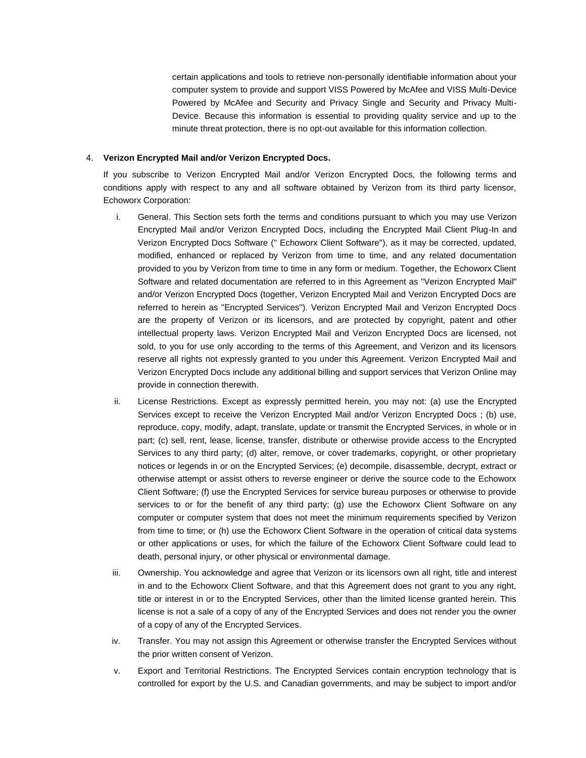certain applications and tools to retrieve non-personally identifiable information about your computer system to provide and support VISS Powered by McAfee and VISS Multi-Device Powered by McAfee and Security and Privacy Single and Security and Privacy Multi-Device. Because this information is essential to providing quality service and up to the minute threat protection, there is no opt-out available for this information collection.

4. **Verizon Encrypted Mail and/or Verizon Encrypted Docs.**

   If you subscribe to Verizon Encrypted Mail and/or Verizon Encrypted Docs, the following terms and conditions apply with respect to any and all software obtained by Verizon from its third party licensor, Echoworx Corporation:

   i. General. This Section sets forth the terms and conditions pursuant to which you may use Verizon Encrypted Mail and/or Verizon Encrypted Docs, including the Encrypted Mail Client Plug-In and Verizon Encrypted Docs Software (" Echoworx Client Software"), as it may be corrected, updated, modified, enhanced or replaced by Verizon from time to time, and any related documentation provided to you by Verizon from time to time in any form or medium. Together, the Echoworx Client Software and related documentation are referred to in this Agreement as "Verizon Encrypted Mail" and/or Verizon Encrypted Docs (together, Verizon Encrypted Mail and Verizon Encrypted Docs are referred to herein as "Encrypted Services"). Verizon Encrypted Mail and Verizon Encrypted Docs are the property of Verizon or its licensors, and are protected by copyright, patent and other intellectual property laws. Verizon Encrypted Mail and Verizon Encrypted Docs are licensed, not sold, to you for use only according to the terms of this Agreement, and Verizon and its licensors reserve all rights not expressly granted to you under this Agreement. Verizon Encrypted Mail and Verizon Encrypted Docs include any additional billing and support services that Verizon Online may provide in connection therewith.

   ii. License Restrictions. Except as expressly permitted herein, you may not: (a) use the Encrypted Services except to receive the Verizon Encrypted Mail and/or Verizon Encrypted Docs ; (b) use, reproduce, copy, modify, adapt, translate, update or transmit the Encrypted Services, in whole or in part; (c) sell, rent, lease, license, transfer, distribute or otherwise provide access to the Encrypted Services to any third party; (d) alter, remove, or cover trademarks, copyright, or other proprietary notices or legends in or on the Encrypted Services; (e) decompile, disassemble, decrypt, extract or otherwise attempt or assist others to reverse engineer or derive the source code to the Echoworx Client Software; (f) use the Encrypted Services for service bureau purposes or otherwise to provide services to or for the benefit of any third party; (g) use the Echoworx Client Software on any computer or computer system that does not meet the minimum requirements specified by Verizon from time to time; or (h) use the Echoworx Client Software in the operation of critical data systems or other applications or uses, for which the failure of the Echoworx Client Software could lead to death, personal injury, or other physical or environmental damage.

   iii. Ownership. You acknowledge and agree that Verizon or its licensors own all right, title and interest in and to the Echoworx Client Software, and that this Agreement does not grant to you any right, title or interest in or to the Encrypted Services, other than the limited license granted herein. This license is not a sale of a copy of any of the Encrypted Services and does not render you the owner of a copy of any of the Encrypted Services.

   iv. Transfer. You may not assign this Agreement or otherwise transfer the Encrypted Services without the prior written consent of Verizon.

   v. Export and Territorial Restrictions. The Encrypted Services contain encryption technology that is controlled for export by the U.S. and Canadian governments, and may be subject to import and/or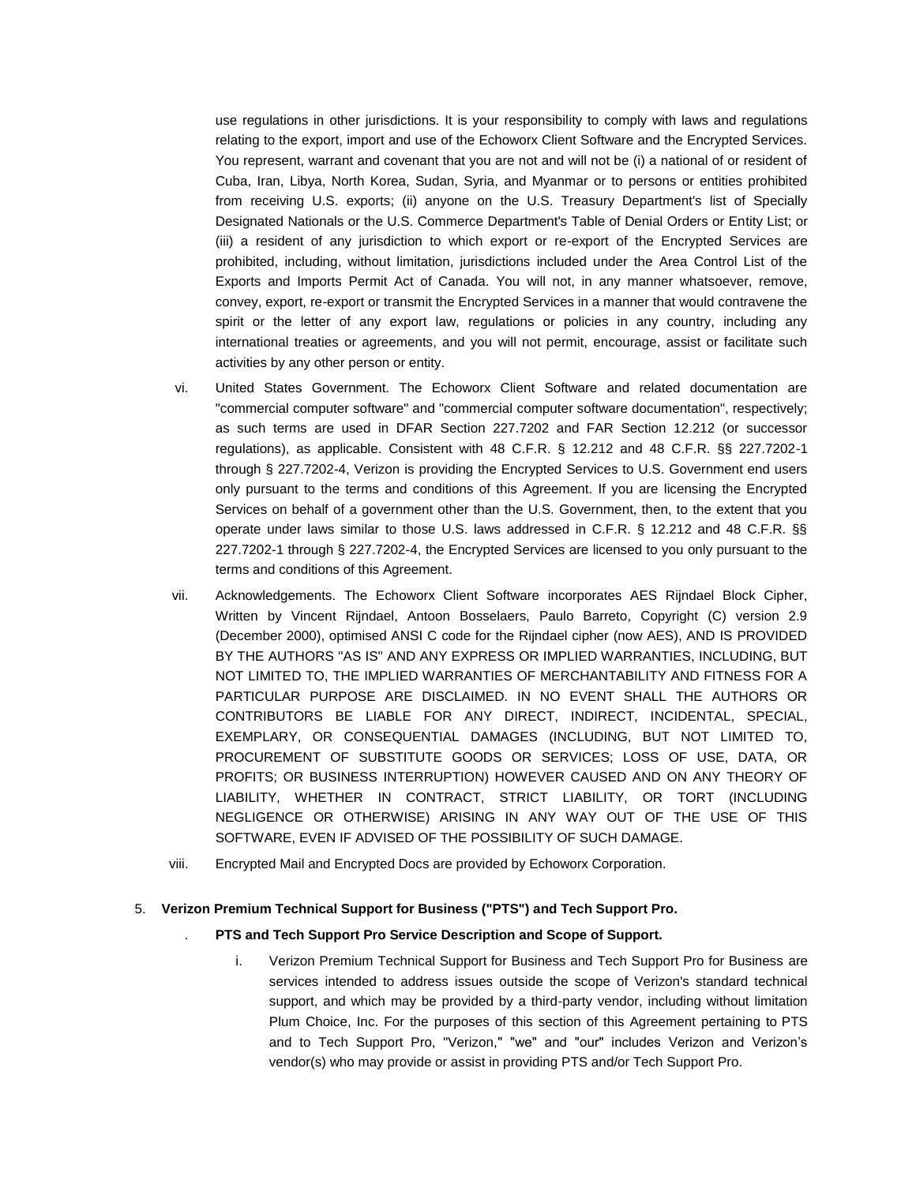use regulations in other jurisdictions. It is your responsibility to comply with laws and regulations relating to the export, import and use of the Echoworx Client Software and the Encrypted Services. You represent, warrant and covenant that you are not and will not be (i) a national of or resident of Cuba, Iran, Libya, North Korea, Sudan, Syria, and Myanmar or to persons or entities prohibited from receiving U.S. exports; (ii) anyone on the U.S. Treasury Department's list of Specially Designated Nationals or the U.S. Commerce Department's Table of Denial Orders or Entity List; or (iii) a resident of any jurisdiction to which export or re-export of the Encrypted Services are prohibited, including, without limitation, jurisdictions included under the Area Control List of the Exports and Imports Permit Act of Canada. You will not, in any manner whatsoever, remove, convey, export, re-export or transmit the Encrypted Services in a manner that would contravene the spirit or the letter of any export law, regulations or policies in any country, including any international treaties or agreements, and you will not permit, encourage, assist or facilitate such activities by any other person or entity.

vi. United States Government. The Echoworx Client Software and related documentation are "commercial computer software" and "commercial computer software documentation", respectively; as such terms are used in DFAR Section 227.7202 and FAR Section 12.212 (or successor regulations), as applicable. Consistent with 48 C.F.R. § 12.212 and 48 C.F.R. §§ 227.7202-1 through § 227.7202-4, Verizon is providing the Encrypted Services to U.S. Government end users only pursuant to the terms and conditions of this Agreement. If you are licensing the Encrypted Services on behalf of a government other than the U.S. Government, then, to the extent that you operate under laws similar to those U.S. laws addressed in C.F.R. § 12.212 and 48 C.F.R. §§ 227.7202-1 through § 227.7202-4, the Encrypted Services are licensed to you only pursuant to the terms and conditions of this Agreement.

vii. Acknowledgements. The Echoworx Client Software incorporates AES Rijndael Block Cipher, Written by Vincent Rijndael, Antoon Bosselaers, Paulo Barreto, Copyright (C) version 2.9 (December 2000), optimised ANSI C code for the Rijndael cipher (now AES), AND IS PROVIDED BY THE AUTHORS "AS IS" AND ANY EXPRESS OR IMPLIED WARRANTIES, INCLUDING, BUT NOT LIMITED TO, THE IMPLIED WARRANTIES OF MERCHANTABILITY AND FITNESS FOR A PARTICULAR PURPOSE ARE DISCLAIMED. IN NO EVENT SHALL THE AUTHORS OR CONTRIBUTORS BE LIABLE FOR ANY DIRECT, INDIRECT, INCIDENTAL, SPECIAL, EXEMPLARY, OR CONSEQUENTIAL DAMAGES (INCLUDING, BUT NOT LIMITED TO, PROCUREMENT OF SUBSTITUTE GOODS OR SERVICES; LOSS OF USE, DATA, OR PROFITS; OR BUSINESS INTERRUPTION) HOWEVER CAUSED AND ON ANY THEORY OF LIABILITY, WHETHER IN CONTRACT, STRICT LIABILITY, OR TORT (INCLUDING NEGLIGENCE OR OTHERWISE) ARISING IN ANY WAY OUT OF THE USE OF THIS SOFTWARE, EVEN IF ADVISED OF THE POSSIBILITY OF SUCH DAMAGE.

viii. Encrypted Mail and Encrypted Docs are provided by Echoworx Corporation.

5. **Verizon Premium Technical Support for Business ("PTS") and Tech Support Pro.**

   . **PTS and Tech Support Pro Service Description and Scope of Support.**

   i. Verizon Premium Technical Support for Business and Tech Support Pro for Business are services intended to address issues outside the scope of Verizon's standard technical support, and which may be provided by a third-party vendor, including without limitation Plum Choice, Inc. For the purposes of this section of this Agreement pertaining to PTS and to Tech Support Pro, "Verizon," "we" and "our" includes Verizon and Verizon's vendor(s) who may provide or assist in providing PTS and/or Tech Support Pro.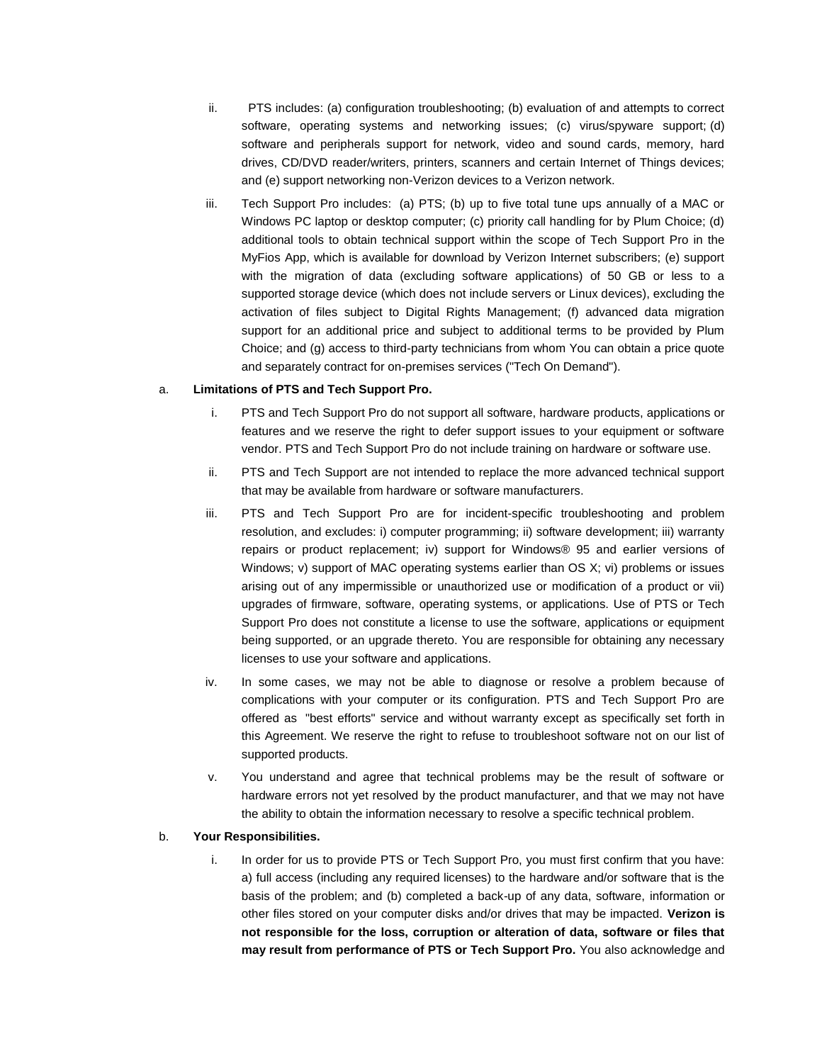ii. PTS includes: (a) configuration troubleshooting; (b) evaluation of and attempts to correct software, operating systems and networking issues; (c) virus/spyware support; (d) software and peripherals support for network, video and sound cards, memory, hard drives, CD/DVD reader/writers, printers, scanners and certain Internet of Things devices; and (e) support networking non-Verizon devices to a Verizon network.

iii. Tech Support Pro includes: (a) PTS; (b) up to five total tune ups annually of a MAC or Windows PC laptop or desktop computer; (c) priority call handling for by Plum Choice; (d) additional tools to obtain technical support within the scope of Tech Support Pro in the MyFios App, which is available for download by Verizon Internet subscribers; (e) support with the migration of data (excluding software applications) of 50 GB or less to a supported storage device (which does not include servers or Linux devices), excluding the activation of files subject to Digital Rights Management; (f) advanced data migration support for an additional price and subject to additional terms to be provided by Plum Choice; and (g) access to third-party technicians from whom You can obtain a price quote and separately contract for on-premises services ("Tech On Demand").

a. **Limitations of PTS and Tech Support Pro.**

i. PTS and Tech Support Pro do not support all software, hardware products, applications or features and we reserve the right to defer support issues to your equipment or software vendor. PTS and Tech Support Pro do not include training on hardware or software use.

ii. PTS and Tech Support are not intended to replace the more advanced technical support that may be available from hardware or software manufacturers.

iii. PTS and Tech Support Pro are for incident-specific troubleshooting and problem resolution, and excludes: i) computer programming; ii) software development; iii) warranty repairs or product replacement; iv) support for Windows® 95 and earlier versions of Windows; v) support of MAC operating systems earlier than OS X; vi) problems or issues arising out of any impermissible or unauthorized use or modification of a product or vii) upgrades of firmware, software, operating systems, or applications. Use of PTS or Tech Support Pro does not constitute a license to use the software, applications or equipment being supported, or an upgrade thereto. You are responsible for obtaining any necessary licenses to use your software and applications.

iv. In some cases, we may not be able to diagnose or resolve a problem because of complications with your computer or its configuration. PTS and Tech Support Pro are offered as "best efforts" service and without warranty except as specifically set forth in this Agreement. We reserve the right to refuse to troubleshoot software not on our list of supported products.

v. You understand and agree that technical problems may be the result of software or hardware errors not yet resolved by the product manufacturer, and that we may not have the ability to obtain the information necessary to resolve a specific technical problem.

b. **Your Responsibilities.**

i. In order for us to provide PTS or Tech Support Pro, you must first confirm that you have: a) full access (including any required licenses) to the hardware and/or software that is the basis of the problem; and (b) completed a back-up of any data, software, information or other files stored on your computer disks and/or drives that may be impacted. **Verizon is not responsible for the loss, corruption or alteration of data, software or files that may result from performance of PTS or Tech Support Pro.** You also acknowledge and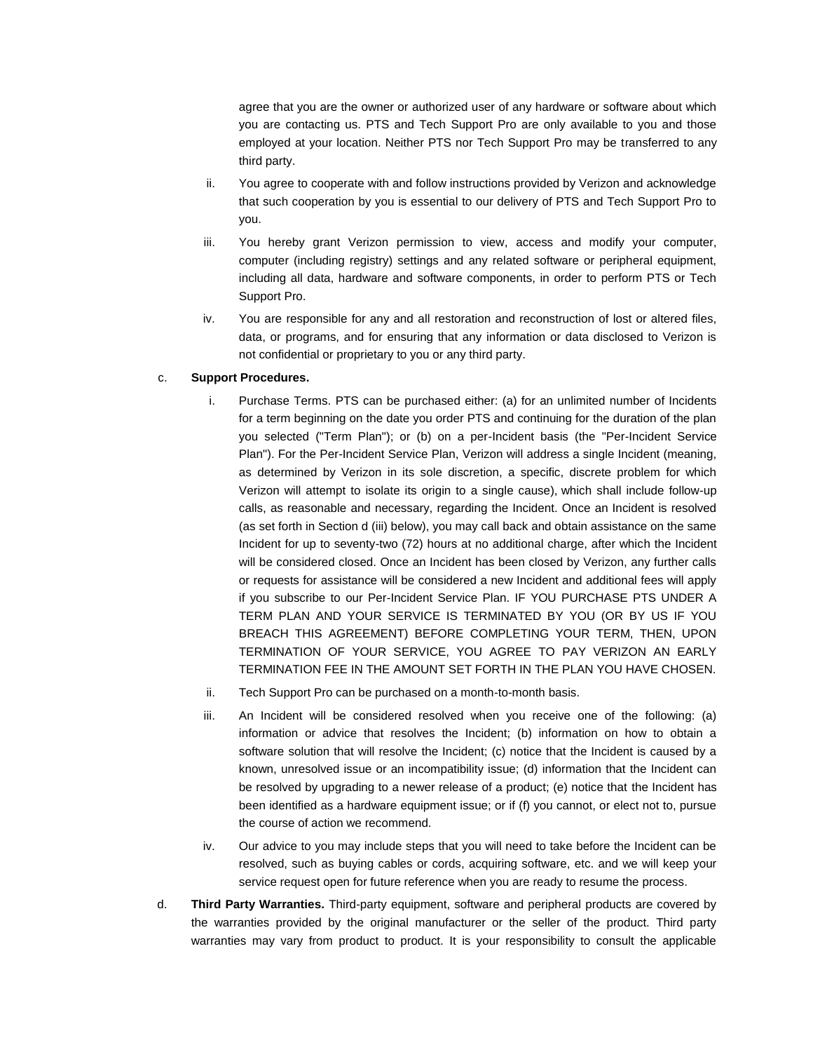agree that you are the owner or authorized user of any hardware or software about which you are contacting us. PTS and Tech Support Pro are only available to you and those employed at your location. Neither PTS nor Tech Support Pro may be transferred to any third party.

ii. You agree to cooperate with and follow instructions provided by Verizon and acknowledge that such cooperation by you is essential to our delivery of PTS and Tech Support Pro to you.

iii. You hereby grant Verizon permission to view, access and modify your computer, computer (including registry) settings and any related software or peripheral equipment, including all data, hardware and software components, in order to perform PTS or Tech Support Pro.

iv. You are responsible for any and all restoration and reconstruction of lost or altered files, data, or programs, and for ensuring that any information or data disclosed to Verizon is not confidential or proprietary to you or any third party.

c. **Support Procedures.**

i. Purchase Terms. PTS can be purchased either: (a) for an unlimited number of Incidents for a term beginning on the date you order PTS and continuing for the duration of the plan you selected ("Term Plan"); or (b) on a per-Incident basis (the "Per-Incident Service Plan"). For the Per-Incident Service Plan, Verizon will address a single Incident (meaning, as determined by Verizon in its sole discretion, a specific, discrete problem for which Verizon will attempt to isolate its origin to a single cause), which shall include follow-up calls, as reasonable and necessary, regarding the Incident. Once an Incident is resolved (as set forth in Section d (iii) below), you may call back and obtain assistance on the same Incident for up to seventy-two (72) hours at no additional charge, after which the Incident will be considered closed. Once an Incident has been closed by Verizon, any further calls or requests for assistance will be considered a new Incident and additional fees will apply if you subscribe to our Per-Incident Service Plan. IF YOU PURCHASE PTS UNDER A TERM PLAN AND YOUR SERVICE IS TERMINATED BY YOU (OR BY US IF YOU BREACH THIS AGREEMENT) BEFORE COMPLETING YOUR TERM, THEN, UPON TERMINATION OF YOUR SERVICE, YOU AGREE TO PAY VERIZON AN EARLY TERMINATION FEE IN THE AMOUNT SET FORTH IN THE PLAN YOU HAVE CHOSEN.

ii. Tech Support Pro can be purchased on a month-to-month basis.

iii. An Incident will be considered resolved when you receive one of the following: (a) information or advice that resolves the Incident; (b) information on how to obtain a software solution that will resolve the Incident; (c) notice that the Incident is caused by a known, unresolved issue or an incompatibility issue; (d) information that the Incident can be resolved by upgrading to a newer release of a product; (e) notice that the Incident has been identified as a hardware equipment issue; or if (f) you cannot, or elect not to, pursue the course of action we recommend.

iv. Our advice to you may include steps that you will need to take before the Incident can be resolved, such as buying cables or cords, acquiring software, etc. and we will keep your service request open for future reference when you are ready to resume the process.

d. **Third Party Warranties.** Third-party equipment, software and peripheral products are covered by the warranties provided by the original manufacturer or the seller of the product. Third party warranties may vary from product to product. It is your responsibility to consult the applicable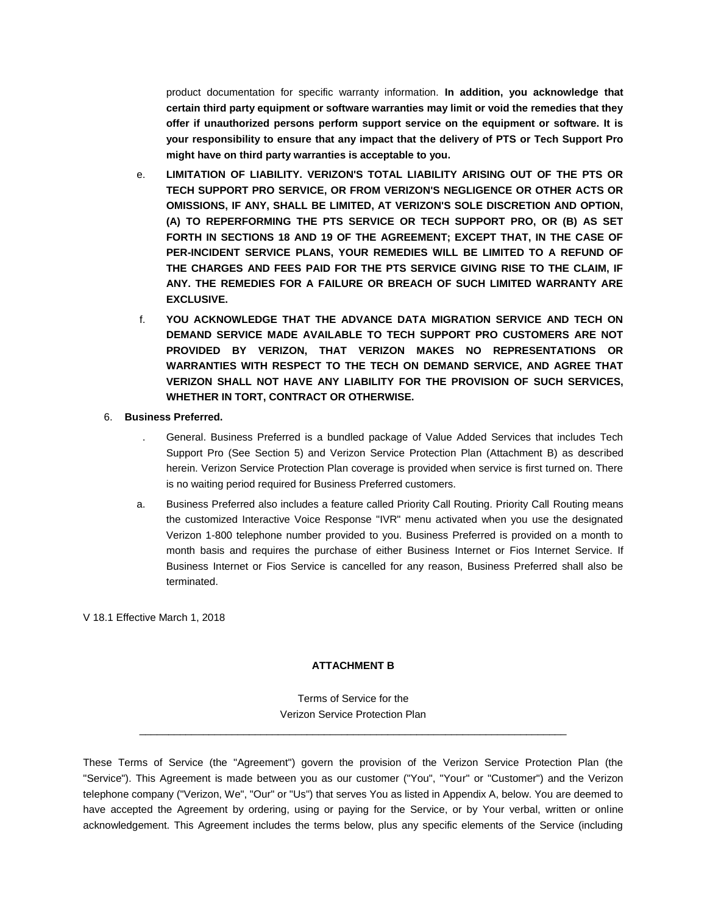product documentation for specific warranty information. **In addition, you acknowledge that certain third party equipment or software warranties may limit or void the remedies that they offer if unauthorized persons perform support service on the equipment or software. It is your responsibility to ensure that any impact that the delivery of PTS or Tech Support Pro might have on third party warranties is acceptable to you.**

e. **LIMITATION OF LIABILITY. VERIZON'S TOTAL LIABILITY ARISING OUT OF THE PTS OR TECH SUPPORT PRO SERVICE, OR FROM VERIZON'S NEGLIGENCE OR OTHER ACTS OR OMISSIONS, IF ANY, SHALL BE LIMITED, AT VERIZON'S SOLE DISCRETION AND OPTION, (A) TO REPERFORMING THE PTS SERVICE OR TECH SUPPORT PRO, OR (B) AS SET FORTH IN SECTIONS 18 AND 19 OF THE AGREEMENT; EXCEPT THAT, IN THE CASE OF PER-INCIDENT SERVICE PLANS, YOUR REMEDIES WILL BE LIMITED TO A REFUND OF THE CHARGES AND FEES PAID FOR THE PTS SERVICE GIVING RISE TO THE CLAIM, IF ANY. THE REMEDIES FOR A FAILURE OR BREACH OF SUCH LIMITED WARRANTY ARE EXCLUSIVE.**

f. **YOU ACKNOWLEDGE THAT THE ADVANCE DATA MIGRATION SERVICE AND TECH ON DEMAND SERVICE MADE AVAILABLE TO TECH SUPPORT PRO CUSTOMERS ARE NOT PROVIDED BY VERIZON, THAT VERIZON MAKES NO REPRESENTATIONS OR WARRANTIES WITH RESPECT TO THE TECH ON DEMAND SERVICE, AND AGREE THAT VERIZON SHALL NOT HAVE ANY LIABILITY FOR THE PROVISION OF SUCH SERVICES, WHETHER IN TORT, CONTRACT OR OTHERWISE.**

6. **Business Preferred.**

   . General. Business Preferred is a bundled package of Value Added Services that includes Tech Support Pro (See Section 5) and Verizon Service Protection Plan (Attachment B) as described herein. Verizon Service Protection Plan coverage is provided when service is first turned on. There is no waiting period required for Business Preferred customers.

   a. Business Preferred also includes a feature called Priority Call Routing. Priority Call Routing means the customized Interactive Voice Response "IVR" menu activated when you use the designated Verizon 1-800 telephone number provided to you. Business Preferred is provided on a month to month basis and requires the purchase of either Business Internet or Fios Internet Service. If Business Internet or Fios Service is cancelled for any reason, Business Preferred shall also be terminated.

V 18.1 Effective March 1, 2018

**ATTACHMENT B**

Terms of Service for the
Verizon Service Protection Plan

---

These Terms of Service (the "Agreement") govern the provision of the Verizon Service Protection Plan (the "Service"). This Agreement is made between you as our customer ("You", "Your" or "Customer") and the Verizon telephone company ("Verizon, We", "Our" or "Us") that serves You as listed in Appendix A, below. You are deemed to have accepted the Agreement by ordering, using or paying for the Service, or by Your verbal, written or online acknowledgement. This Agreement includes the terms below, plus any specific elements of the Service (including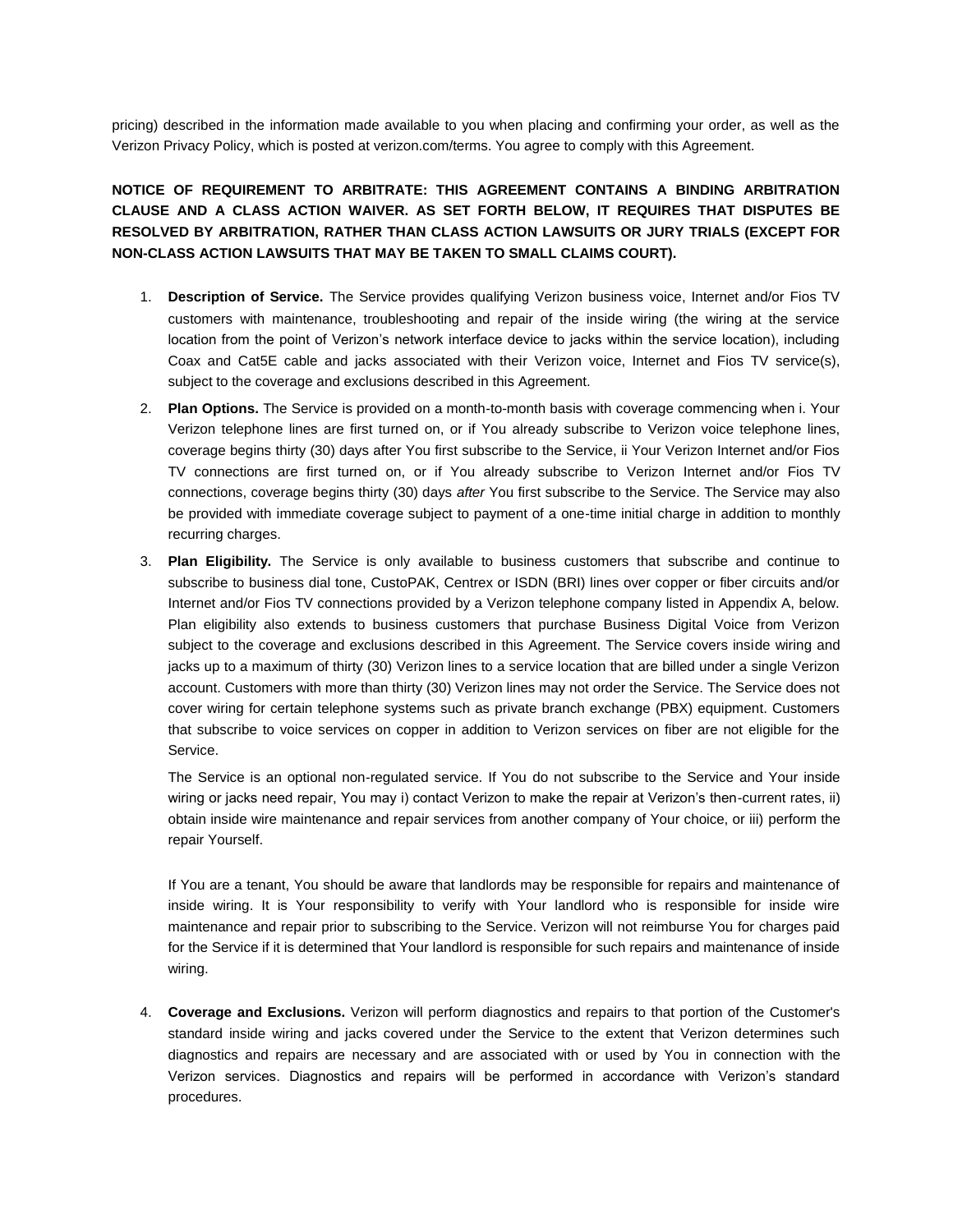pricing) described in the information made available to you when placing and confirming your order, as well as the Verizon Privacy Policy, which is posted at verizon.com/terms. You agree to comply with this Agreement.

**NOTICE OF REQUIREMENT TO ARBITRATE: THIS AGREEMENT CONTAINS A BINDING ARBITRATION CLAUSE AND A CLASS ACTION WAIVER. AS SET FORTH BELOW, IT REQUIRES THAT DISPUTES BE RESOLVED BY ARBITRATION, RATHER THAN CLASS ACTION LAWSUITS OR JURY TRIALS (EXCEPT FOR NON-CLASS ACTION LAWSUITS THAT MAY BE TAKEN TO SMALL CLAIMS COURT).**

1. **Description of Service.** The Service provides qualifying Verizon business voice, Internet and/or Fios TV customers with maintenance, troubleshooting and repair of the inside wiring (the wiring at the service location from the point of Verizon's network interface device to jacks within the service location), including Coax and Cat5E cable and jacks associated with their Verizon voice, Internet and Fios TV service(s), subject to the coverage and exclusions described in this Agreement.

2. **Plan Options.** The Service is provided on a month-to-month basis with coverage commencing when i. Your Verizon telephone lines are first turned on, or if You already subscribe to Verizon voice telephone lines, coverage begins thirty (30) days after You first subscribe to the Service, ii Your Verizon Internet and/or Fios TV connections are first turned on, or if You already subscribe to Verizon Internet and/or Fios TV connections, coverage begins thirty (30) days *after* You first subscribe to the Service. The Service may also be provided with immediate coverage subject to payment of a one-time initial charge in addition to monthly recurring charges.

3. **Plan Eligibility.** The Service is only available to business customers that subscribe and continue to subscribe to business dial tone, CustoPAK, Centrex or ISDN (BRI) lines over copper or fiber circuits and/or Internet and/or Fios TV connections provided by a Verizon telephone company listed in Appendix A, below. Plan eligibility also extends to business customers that purchase Business Digital Voice from Verizon subject to the coverage and exclusions described in this Agreement. The Service covers inside wiring and jacks up to a maximum of thirty (30) Verizon lines to a service location that are billed under a single Verizon account. Customers with more than thirty (30) Verizon lines may not order the Service. The Service does not cover wiring for certain telephone systems such as private branch exchange (PBX) equipment. Customers that subscribe to voice services on copper in addition to Verizon services on fiber are not eligible for the Service.

   The Service is an optional non-regulated service. If You do not subscribe to the Service and Your inside wiring or jacks need repair, You may i) contact Verizon to make the repair at Verizon's then-current rates, ii) obtain inside wire maintenance and repair services from another company of Your choice, or iii) perform the repair Yourself.

   If You are a tenant, You should be aware that landlords may be responsible for repairs and maintenance of inside wiring. It is Your responsibility to verify with Your landlord who is responsible for inside wire maintenance and repair prior to subscribing to the Service. Verizon will not reimburse You for charges paid for the Service if it is determined that Your landlord is responsible for such repairs and maintenance of inside wiring.

4. **Coverage and Exclusions.** Verizon will perform diagnostics and repairs to that portion of the Customer's standard inside wiring and jacks covered under the Service to the extent that Verizon determines such diagnostics and repairs are necessary and are associated with or used by You in connection with the Verizon services. Diagnostics and repairs will be performed in accordance with Verizon's standard procedures.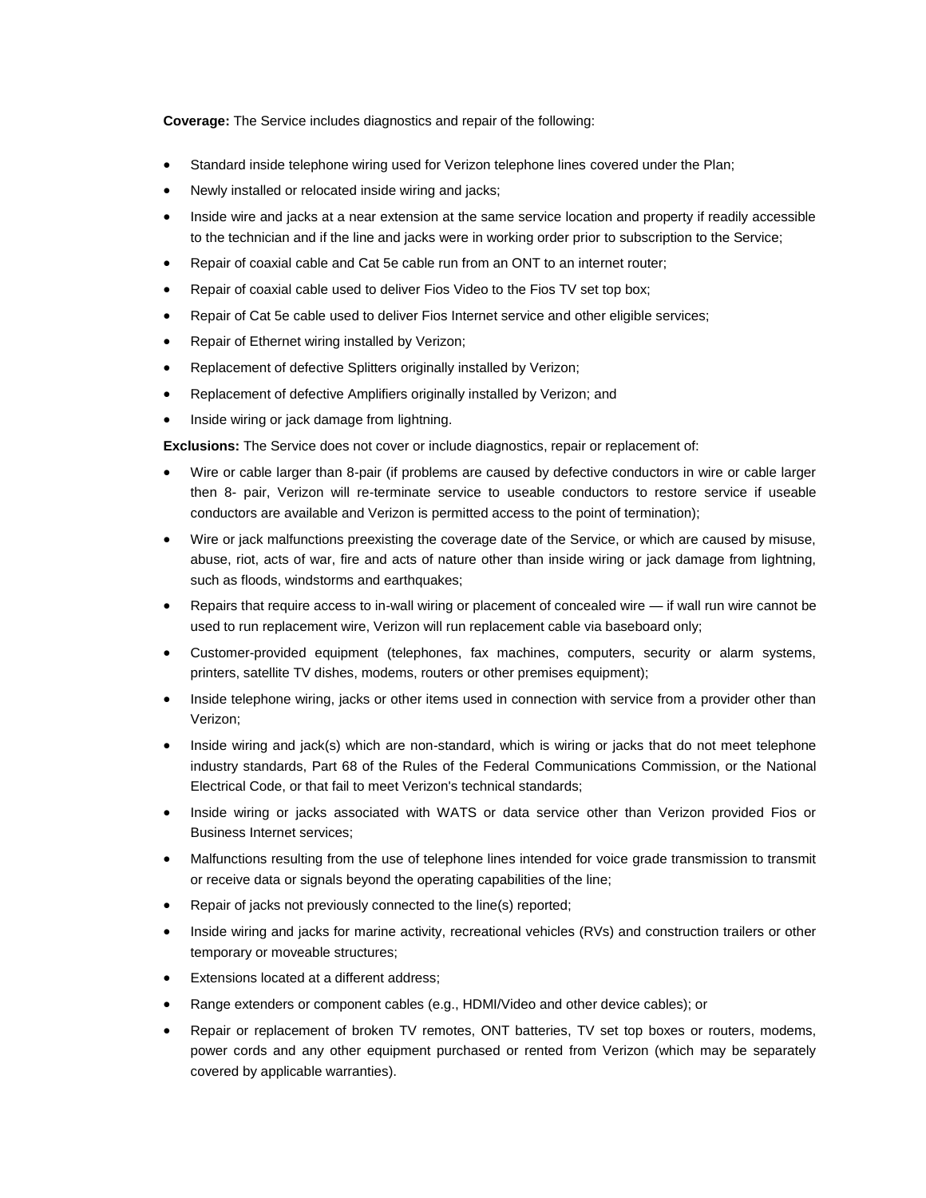**Coverage:** The Service includes diagnostics and repair of the following:

- Standard inside telephone wiring used for Verizon telephone lines covered under the Plan;
- Newly installed or relocated inside wiring and jacks;
- Inside wire and jacks at a near extension at the same service location and property if readily accessible to the technician and if the line and jacks were in working order prior to subscription to the Service;
- Repair of coaxial cable and Cat 5e cable run from an ONT to an internet router;
- Repair of coaxial cable used to deliver Fios Video to the Fios TV set top box;
- Repair of Cat 5e cable used to deliver Fios Internet service and other eligible services;
- Repair of Ethernet wiring installed by Verizon;
- Replacement of defective Splitters originally installed by Verizon;
- Replacement of defective Amplifiers originally installed by Verizon; and
- Inside wiring or jack damage from lightning.

**Exclusions:** The Service does not cover or include diagnostics, repair or replacement of:

- Wire or cable larger than 8-pair (if problems are caused by defective conductors in wire or cable larger then 8- pair, Verizon will re-terminate service to useable conductors to restore service if useable conductors are available and Verizon is permitted access to the point of termination);
- Wire or jack malfunctions preexisting the coverage date of the Service, or which are caused by misuse, abuse, riot, acts of war, fire and acts of nature other than inside wiring or jack damage from lightning, such as floods, windstorms and earthquakes;
- Repairs that require access to in-wall wiring or placement of concealed wire — if wall run wire cannot be used to run replacement wire, Verizon will run replacement cable via baseboard only;
- Customer-provided equipment (telephones, fax machines, computers, security or alarm systems, printers, satellite TV dishes, modems, routers or other premises equipment);
- Inside telephone wiring, jacks or other items used in connection with service from a provider other than Verizon;
- Inside wiring and jack(s) which are non-standard, which is wiring or jacks that do not meet telephone industry standards, Part 68 of the Rules of the Federal Communications Commission, or the National Electrical Code, or that fail to meet Verizon's technical standards;
- Inside wiring or jacks associated with WATS or data service other than Verizon provided Fios or Business Internet services;
- Malfunctions resulting from the use of telephone lines intended for voice grade transmission to transmit or receive data or signals beyond the operating capabilities of the line;
- Repair of jacks not previously connected to the line(s) reported;
- Inside wiring and jacks for marine activity, recreational vehicles (RVs) and construction trailers or other temporary or moveable structures;
- Extensions located at a different address;
- Range extenders or component cables (e.g., HDMI/Video and other device cables); or
- Repair or replacement of broken TV remotes, ONT batteries, TV set top boxes or routers, modems, power cords and any other equipment purchased or rented from Verizon (which may be separately covered by applicable warranties).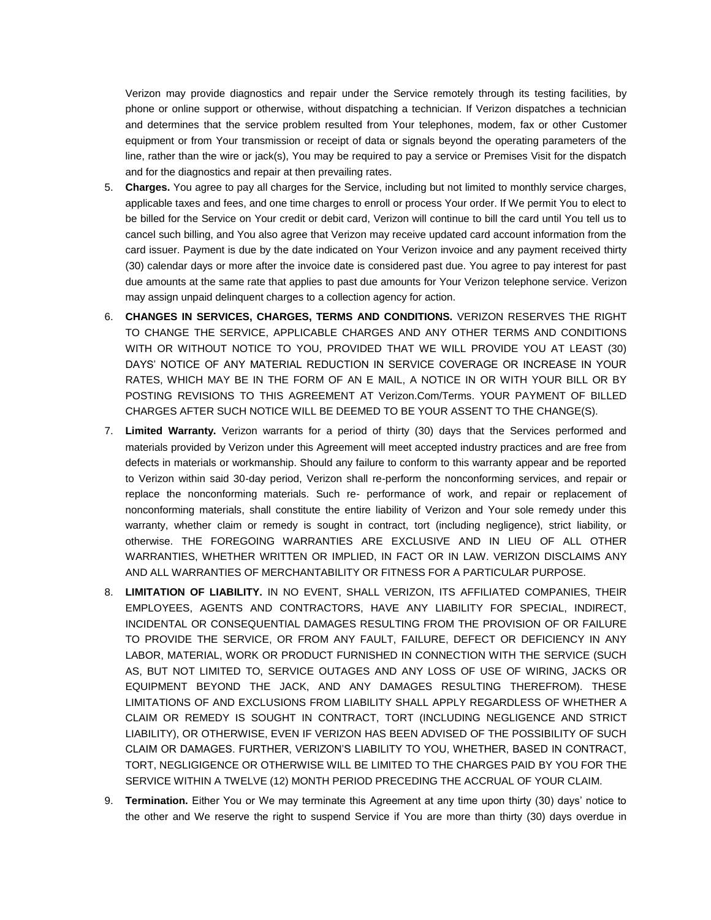Verizon may provide diagnostics and repair under the Service remotely through its testing facilities, by phone or online support or otherwise, without dispatching a technician. If Verizon dispatches a technician and determines that the service problem resulted from Your telephones, modem, fax or other Customer equipment or from Your transmission or receipt of data or signals beyond the operating parameters of the line, rather than the wire or jack(s), You may be required to pay a service or Premises Visit for the dispatch and for the diagnostics and repair at then prevailing rates.

5. **Charges.** You agree to pay all charges for the Service, including but not limited to monthly service charges, applicable taxes and fees, and one time charges to enroll or process Your order. If We permit You to elect to be billed for the Service on Your credit or debit card, Verizon will continue to bill the card until You tell us to cancel such billing, and You also agree that Verizon may receive updated card account information from the card issuer. Payment is due by the date indicated on Your Verizon invoice and any payment received thirty (30) calendar days or more after the invoice date is considered past due. You agree to pay interest for past due amounts at the same rate that applies to past due amounts for Your Verizon telephone service. Verizon may assign unpaid delinquent charges to a collection agency for action.

6. **CHANGES IN SERVICES, CHARGES, TERMS AND CONDITIONS.** VERIZON RESERVES THE RIGHT TO CHANGE THE SERVICE, APPLICABLE CHARGES AND ANY OTHER TERMS AND CONDITIONS WITH OR WITHOUT NOTICE TO YOU, PROVIDED THAT WE WILL PROVIDE YOU AT LEAST (30) DAYS' NOTICE OF ANY MATERIAL REDUCTION IN SERVICE COVERAGE OR INCREASE IN YOUR RATES, WHICH MAY BE IN THE FORM OF AN E MAIL, A NOTICE IN OR WITH YOUR BILL OR BY POSTING REVISIONS TO THIS AGREEMENT AT Verizon.Com/Terms. YOUR PAYMENT OF BILLED CHARGES AFTER SUCH NOTICE WILL BE DEEMED TO BE YOUR ASSENT TO THE CHANGE(S).

7. **Limited Warranty.** Verizon warrants for a period of thirty (30) days that the Services performed and materials provided by Verizon under this Agreement will meet accepted industry practices and are free from defects in materials or workmanship. Should any failure to conform to this warranty appear and be reported to Verizon within said 30-day period, Verizon shall re-perform the nonconforming services, and repair or replace the nonconforming materials. Such re- performance of work, and repair or replacement of nonconforming materials, shall constitute the entire liability of Verizon and Your sole remedy under this warranty, whether claim or remedy is sought in contract, tort (including negligence), strict liability, or otherwise. THE FOREGOING WARRANTIES ARE EXCLUSIVE AND IN LIEU OF ALL OTHER WARRANTIES, WHETHER WRITTEN OR IMPLIED, IN FACT OR IN LAW. VERIZON DISCLAIMS ANY AND ALL WARRANTIES OF MERCHANTABILITY OR FITNESS FOR A PARTICULAR PURPOSE.

8. **LIMITATION OF LIABILITY.** IN NO EVENT, SHALL VERIZON, ITS AFFILIATED COMPANIES, THEIR EMPLOYEES, AGENTS AND CONTRACTORS, HAVE ANY LIABILITY FOR SPECIAL, INDIRECT, INCIDENTAL OR CONSEQUENTIAL DAMAGES RESULTING FROM THE PROVISION OF OR FAILURE TO PROVIDE THE SERVICE, OR FROM ANY FAULT, FAILURE, DEFECT OR DEFICIENCY IN ANY LABOR, MATERIAL, WORK OR PRODUCT FURNISHED IN CONNECTION WITH THE SERVICE (SUCH AS, BUT NOT LIMITED TO, SERVICE OUTAGES AND ANY LOSS OF USE OF WIRING, JACKS OR EQUIPMENT BEYOND THE JACK, AND ANY DAMAGES RESULTING THEREFROM). THESE LIMITATIONS OF AND EXCLUSIONS FROM LIABILITY SHALL APPLY REGARDLESS OF WHETHER A CLAIM OR REMEDY IS SOUGHT IN CONTRACT, TORT (INCLUDING NEGLIGENCE AND STRICT LIABILITY), OR OTHERWISE, EVEN IF VERIZON HAS BEEN ADVISED OF THE POSSIBILITY OF SUCH CLAIM OR DAMAGES. FURTHER, VERIZON'S LIABILITY TO YOU, WHETHER, BASED IN CONTRACT, TORT, NEGLIGIGENCE OR OTHERWISE WILL BE LIMITED TO THE CHARGES PAID BY YOU FOR THE SERVICE WITHIN A TWELVE (12) MONTH PERIOD PRECEDING THE ACCRUAL OF YOUR CLAIM.

9. **Termination.** Either You or We may terminate this Agreement at any time upon thirty (30) days' notice to the other and We reserve the right to suspend Service if You are more than thirty (30) days overdue in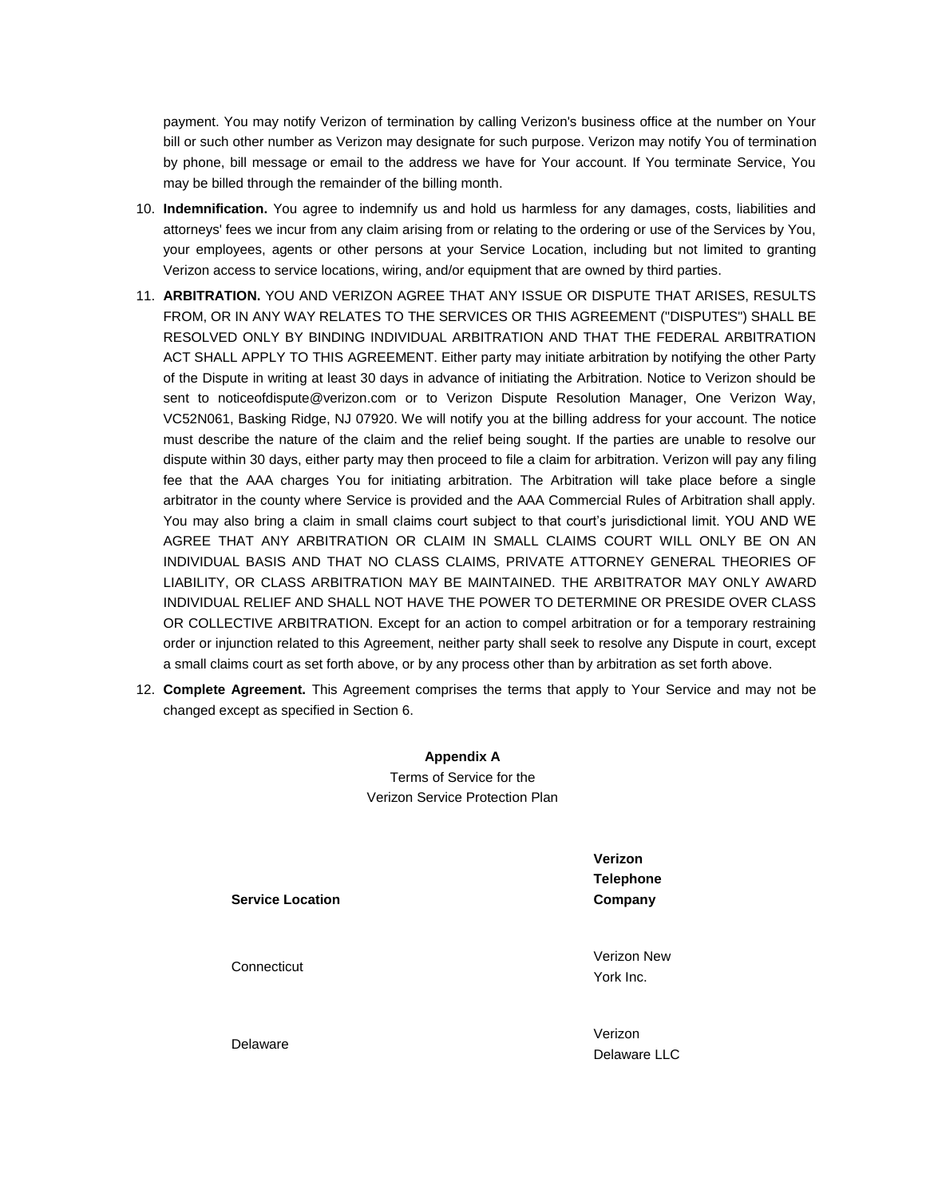payment. You may notify Verizon of termination by calling Verizon's business office at the number on Your bill or such other number as Verizon may designate for such purpose. Verizon may notify You of termination by phone, bill message or email to the address we have for Your account. If You terminate Service, You may be billed through the remainder of the billing month.

10. **Indemnification.** You agree to indemnify us and hold us harmless for any damages, costs, liabilities and attorneys' fees we incur from any claim arising from or relating to the ordering or use of the Services by You, your employees, agents or other persons at your Service Location, including but not limited to granting Verizon access to service locations, wiring, and/or equipment that are owned by third parties.
11. **ARBITRATION.** YOU AND VERIZON AGREE THAT ANY ISSUE OR DISPUTE THAT ARISES, RESULTS FROM, OR IN ANY WAY RELATES TO THE SERVICES OR THIS AGREEMENT ("DISPUTES") SHALL BE RESOLVED ONLY BY BINDING INDIVIDUAL ARBITRATION AND THAT THE FEDERAL ARBITRATION ACT SHALL APPLY TO THIS AGREEMENT. Either party may initiate arbitration by notifying the other Party of the Dispute in writing at least 30 days in advance of initiating the Arbitration. Notice to Verizon should be sent to noticeofdispute@verizon.com or to Verizon Dispute Resolution Manager, One Verizon Way, VC52N061, Basking Ridge, NJ 07920. We will notify you at the billing address for your account. The notice must describe the nature of the claim and the relief being sought. If the parties are unable to resolve our dispute within 30 days, either party may then proceed to file a claim for arbitration. Verizon will pay any filing fee that the AAA charges You for initiating arbitration. The Arbitration will take place before a single arbitrator in the county where Service is provided and the AAA Commercial Rules of Arbitration shall apply. You may also bring a claim in small claims court subject to that court's jurisdictional limit. YOU AND WE AGREE THAT ANY ARBITRATION OR CLAIM IN SMALL CLAIMS COURT WILL ONLY BE ON AN INDIVIDUAL BASIS AND THAT NO CLASS CLAIMS, PRIVATE ATTORNEY GENERAL THEORIES OF LIABILITY, OR CLASS ARBITRATION MAY BE MAINTAINED. THE ARBITRATOR MAY ONLY AWARD INDIVIDUAL RELIEF AND SHALL NOT HAVE THE POWER TO DETERMINE OR PRESIDE OVER CLASS OR COLLECTIVE ARBITRATION. Except for an action to compel arbitration or for a temporary restraining order or injunction related to this Agreement, neither party shall seek to resolve any Dispute in court, except a small claims court as set forth above, or by any process other than by arbitration as set forth above.
12. **Complete Agreement.** This Agreement comprises the terms that apply to Your Service and may not be changed except as specified in Section 6.

**Appendix A**

Terms of Service for the
Verizon Service Protection Plan

| Service Location | Verizon Telephone Company |
|---|---|
| Connecticut | Verizon New York Inc. |
| Delaware | Verizon Delaware LLC |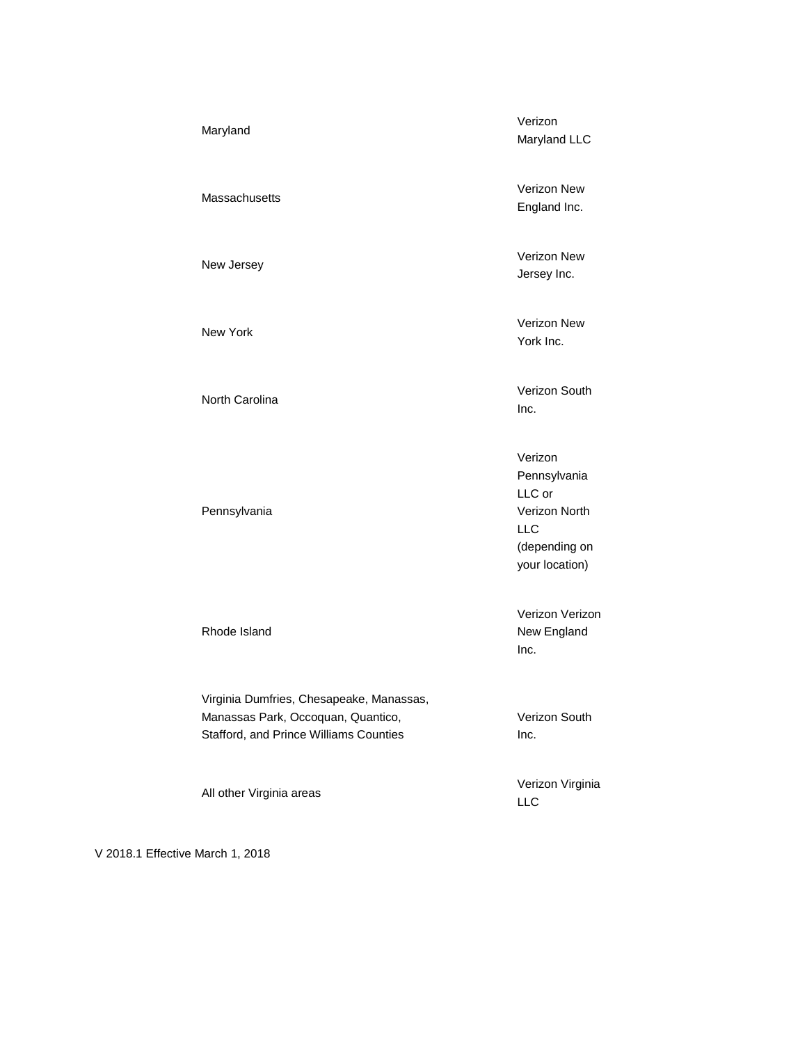| | |
|---|---|
| Maryland | Verizon Maryland LLC |
| Massachusetts | Verizon New England Inc. |
| New Jersey | Verizon New Jersey Inc. |
| New York | Verizon New York Inc. |
| North Carolina | Verizon South Inc. |
| Pennsylvania | Verizon Pennsylvania LLC or Verizon North LLC (depending on your location) |
| Rhode Island | Verizon Verizon New England Inc. |
| Virginia Dumfries, Chesapeake, Manassas, Manassas Park, Occoquan, Quantico, Stafford, and Prince Williams Counties | Verizon South Inc. |
| All other Virginia areas | Verizon Virginia LLC |

V 2018.1 Effective March 1, 2018